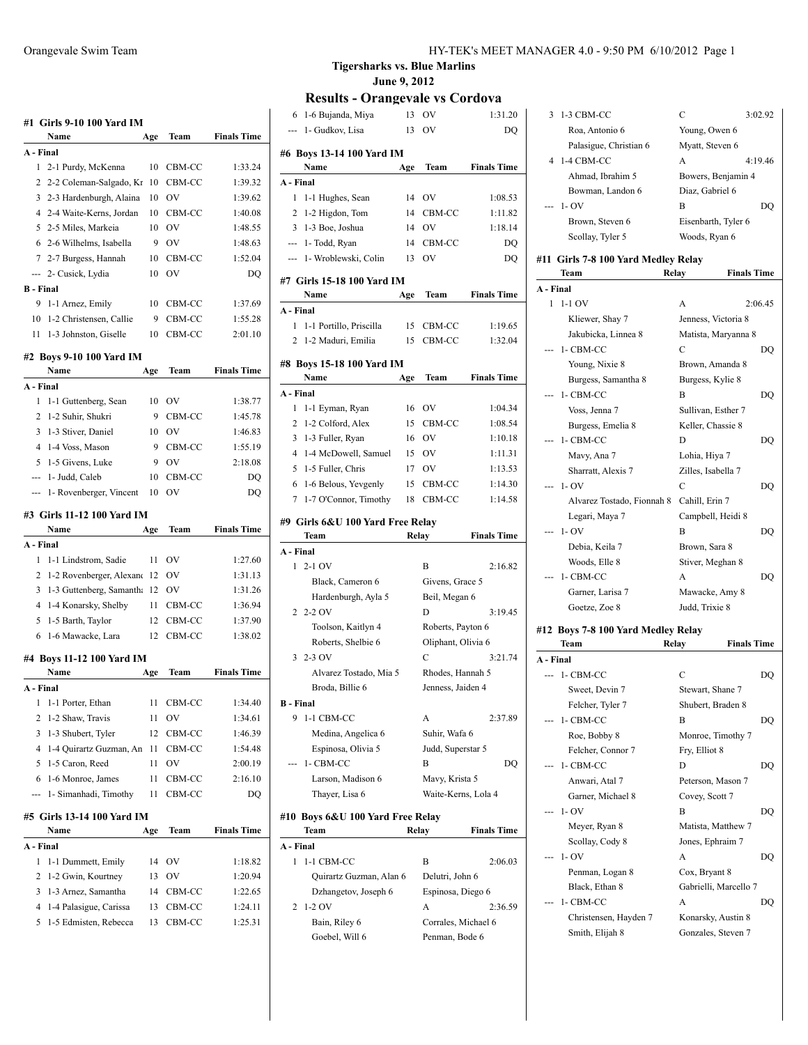**Tigersharks vs. Blue Marlins**
**June 9, 2012**

# Results - Orangevale vs Cordova

### #1 Girls 9-10 100 Yard IM

| | Name | Age | Team | Finals Time |
|---|---|---|---|---|
| **A - Final** | | | | |
| 1 | 2-1 Purdy, McKenna | 10 | CBM-CC | 1:33.24 |
| 2 | 2-2 Coleman-Salgado, Kr | 10 | CBM-CC | 1:39.32 |
| 3 | 2-3 Hardenburgh, Alaina | 10 | OV | 1:39.62 |
| 4 | 2-4 Waite-Kerns, Jordan | 10 | CBM-CC | 1:40.08 |
| 5 | 2-5 Miles, Markeia | 10 | OV | 1:48.55 |
| 6 | 2-6 Wilhelms, Isabella | 9 | OV | 1:48.63 |
| 7 | 2-7 Burgess, Hannah | 10 | CBM-CC | 1:52.04 |
| --- | 2- Cusick, Lydia | 10 | OV | DQ |
| **B - Final** | | | | |
| 9 | 1-1 Arnez, Emily | 10 | CBM-CC | 1:37.69 |
| 10 | 1-2 Christensen, Callie | 9 | CBM-CC | 1:55.28 |
| 11 | 1-3 Johnston, Giselle | 10 | CBM-CC | 2:01.10 |

### #2 Boys 9-10 100 Yard IM

| | Name | Age | Team | Finals Time |
|---|---|---|---|---|
| **A - Final** | | | | |
| 1 | 1-1 Guttenberg, Sean | 10 | OV | 1:38.77 |
| 2 | 1-2 Suhir, Shukri | 9 | CBM-CC | 1:45.78 |
| 3 | 1-3 Stiver, Daniel | 10 | OV | 1:46.83 |
| 4 | 1-4 Voss, Mason | 9 | CBM-CC | 1:55.19 |
| 5 | 1-5 Givens, Luke | 9 | OV | 2:18.08 |
| --- | 1- Judd, Caleb | 10 | CBM-CC | DQ |
| --- | 1- Rovenberger, Vincent | 10 | OV | DQ |

### #3 Girls 11-12 100 Yard IM

| | Name | Age | Team | Finals Time |
|---|---|---|---|---|
| **A - Final** | | | | |
| 1 | 1-1 Lindstrom, Sadie | 11 | OV | 1:27.60 |
| 2 | 1-2 Rovenberger, Alexanc | 12 | OV | 1:31.13 |
| 3 | 1-3 Guttenberg, Samantha | 12 | OV | 1:31.26 |
| 4 | 1-4 Konarsky, Shelby | 11 | CBM-CC | 1:36.94 |
| 5 | 1-5 Barth, Taylor | 12 | CBM-CC | 1:37.90 |
| 6 | 1-6 Mawacke, Lara | 12 | CBM-CC | 1:38.02 |

### #4 Boys 11-12 100 Yard IM

| | Name | Age | Team | Finals Time |
|---|---|---|---|---|
| **A - Final** | | | | |
| 1 | 1-1 Porter, Ethan | 11 | CBM-CC | 1:34.40 |
| 2 | 1-2 Shaw, Travis | 11 | OV | 1:34.61 |
| 3 | 1-3 Shubert, Tyler | 12 | CBM-CC | 1:46.39 |
| 4 | 1-4 Quirartz Guzman, An | 11 | CBM-CC | 1:54.48 |
| 5 | 1-5 Caron, Reed | 11 | OV | 2:00.19 |
| 6 | 1-6 Monroe, James | 11 | CBM-CC | 2:16.10 |
| --- | 1- Simanhadi, Timothy | 11 | CBM-CC | DQ |

### #5 Girls 13-14 100 Yard IM

| | Name | Age | Team | Finals Time |
|---|---|---|---|---|
| **A - Final** | | | | |
| 1 | 1-1 Dummett, Emily | 14 | OV | 1:18.82 |
| 2 | 1-2 Gwin, Kourtney | 13 | OV | 1:20.94 |
| 3 | 1-3 Arnez, Samantha | 14 | CBM-CC | 1:22.65 |
| 4 | 1-4 Palasigue, Carissa | 13 | CBM-CC | 1:24.11 |
| 5 | 1-5 Edmisten, Rebecca | 13 | CBM-CC | 1:25.31 |
| 6 | 1-6 Bujanda, Miya | 13 | OV | 1:31.20 |
| --- | 1- Gudkov, Lisa | 13 | OV | DQ |

### #6 Boys 13-14 100 Yard IM

| | Name | Age | Team | Finals Time |
|---|---|---|---|---|
| **A - Final** | | | | |
| 1 | 1-1 Hughes, Sean | 14 | OV | 1:08.53 |
| 2 | 1-2 Higdon, Tom | 14 | CBM-CC | 1:11.82 |
| 3 | 1-3 Boe, Joshua | 14 | OV | 1:18.14 |
| --- | 1- Todd, Ryan | 14 | CBM-CC | DQ |
| --- | 1- Wroblewski, Colin | 13 | OV | DQ |

### #7 Girls 15-18 100 Yard IM

| | Name | Age | Team | Finals Time |
|---|---|---|---|---|
| **A - Final** | | | | |
| 1 | 1-1 Portillo, Priscilla | 15 | CBM-CC | 1:19.65 |
| 2 | 1-2 Maduri, Emilia | 15 | CBM-CC | 1:32.04 |

### #8 Boys 15-18 100 Yard IM

| | Name | Age | Team | Finals Time |
|---|---|---|---|---|
| **A - Final** | | | | |
| 1 | 1-1 Eyman, Ryan | 16 | OV | 1:04.34 |
| 2 | 1-2 Colford, Alex | 15 | CBM-CC | 1:08.54 |
| 3 | 1-3 Fuller, Ryan | 16 | OV | 1:10.18 |
| 4 | 1-4 McDowell, Samuel | 15 | OV | 1:11.31 |
| 5 | 1-5 Fuller, Chris | 17 | OV | 1:13.53 |
| 6 | 1-6 Belous, Yevgenly | 15 | CBM-CC | 1:14.30 |
| 7 | 1-7 O'Connor, Timothy | 18 | CBM-CC | 1:14.58 |

### #9 Girls 6&U 100 Yard Free Relay

| | Team | Relay | Finals Time |
|---|---|---|---|
| **A - Final** | | | |
| 1 | 2-1 OV | B | 2:16.82 |
| | Black, Cameron 6 | Givens, Grace 5 | |
| | Hardenburgh, Ayla 5 | Beil, Megan 6 | |
| 2 | 2-2 OV | D | 3:19.45 |
| | Toolson, Kaitlyn 4 | Roberts, Payton 6 | |
| | Roberts, Shelbie 6 | Oliphant, Olivia 6 | |
| 3 | 2-3 OV | C | 3:21.74 |
| | Alvarez Tostado, Mia 5 | Rhodes, Hannah 5 | |
| | Broda, Billie 6 | Jenness, Jaiden 4 | |
| **B - Final** | | | |
| 9 | 1-1 CBM-CC | A | 2:37.89 |
| | Medina, Angelica 6 | Suhir, Wafa 6 | |
| | Espinosa, Olivia 5 | Judd, Superstar 5 | |
| --- | 1- CBM-CC | B | DQ |
| | Larson, Madison 6 | Mavy, Krista 5 | |
| | Thayer, Lisa 6 | Waite-Kerns, Lola 4 | |

### #10 Boys 6&U 100 Yard Free Relay

| | Team | Relay | Finals Time |
|---|---|---|---|
| **A - Final** | | | |
| 1 | 1-1 CBM-CC | B | 2:06.03 |
| | Quirartz Guzman, Alan 6 | Delutri, John 6 | |
| | Dzhangetov, Joseph 6 | Espinosa, Diego 6 | |
| 2 | 1-2 OV | A | 2:36.59 |
| | Bain, Riley 6 | Corrales, Michael 6 | |
| | Goebel, Will 6 | Penman, Bode 6 | |
| 3 | 1-3 CBM-CC | C | 3:02.92 |
| | Roa, Antonio 6 | Young, Owen 6 | |
| | Palasigue, Christian 6 | Myatt, Steven 6 | |
| 4 | 1-4 CBM-CC | A | 4:19.46 |
| | Ahmad, Ibrahim 5 | Bowers, Benjamin 4 | |
| | Bowman, Landon 6 | Diaz, Gabriel 6 | |
| --- | 1- OV | B | DQ |
| | Brown, Steven 6 | Eisenbarth, Tyler 6 | |
| | Scollay, Tyler 5 | Woods, Ryan 6 | |

### #11 Girls 7-8 100 Yard Medley Relay

| | Team | Relay | Finals Time |
|---|---|---|---|
| **A - Final** | | | |
| 1 | 1-1 OV | A | 2:06.45 |
| | Kliewer, Shay 7 | Jenness, Victoria 8 | |
| | Jakubicka, Linnea 8 | Matista, Maryanna 8 | |
| --- | 1- CBM-CC | C | DQ |
| | Young, Nixie 8 | Brown, Amanda 8 | |
| | Burgess, Samantha 8 | Burgess, Kylie 8 | |
| --- | 1- CBM-CC | B | DQ |
| | Voss, Jenna 7 | Sullivan, Esther 7 | |
| | Burgess, Emelia 8 | Keller, Chassie 8 | |
| --- | 1- CBM-CC | D | DQ |
| | Mavy, Ana 7 | Lohia, Hiya 7 | |
| | Sharratt, Alexis 7 | Zilles, Isabella 7 | |
| --- | 1- OV | C | DQ |
| | Alvarez Tostado, Fionnah 8 | Cahill, Erin 7 | |
| | Legari, Maya 7 | Campbell, Heidi 8 | |
| --- | 1- OV | B | DQ |
| | Debia, Keila 7 | Brown, Sara 8 | |
| | Woods, Elle 8 | Stiver, Meghan 8 | |
| --- | 1- CBM-CC | A | DQ |
| | Garner, Larisa 7 | Mawacke, Amy 8 | |
| | Goetze, Zoe 8 | Judd, Trixie 8 | |

### #12 Boys 7-8 100 Yard Medley Relay

| | Team | Relay | Finals Time |
|---|---|---|---|
| **A - Final** | | | |
| --- | 1- CBM-CC | C | DQ |
| | Sweet, Devin 7 | Stewart, Shane 7 | |
| | Felcher, Tyler 7 | Shubert, Braden 8 | |
| --- | 1- CBM-CC | B | DQ |
| | Roe, Bobby 8 | Monroe, Timothy 7 | |
| | Felcher, Connor 7 | Fry, Elliot 8 | |
| --- | 1- CBM-CC | D | DQ |
| | Anwari, Atal 7 | Peterson, Mason 7 | |
| | Garner, Michael 8 | Covey, Scott 7 | |
| --- | 1- OV | B | DQ |
| | Meyer, Ryan 8 | Matista, Matthew 7 | |
| | Scollay, Cody 8 | Jones, Ephraim 7 | |
| --- | 1- OV | A | DQ |
| | Penman, Logan 8 | Cox, Bryant 8 | |
| | Black, Ethan 8 | Gabrielli, Marcello 7 | |
| --- | 1- CBM-CC | A | DQ |
| | Christensen, Hayden 7 | Konarsky, Austin 8 | |
| | Smith, Elijah 8 | Gonzales, Steven 7 | |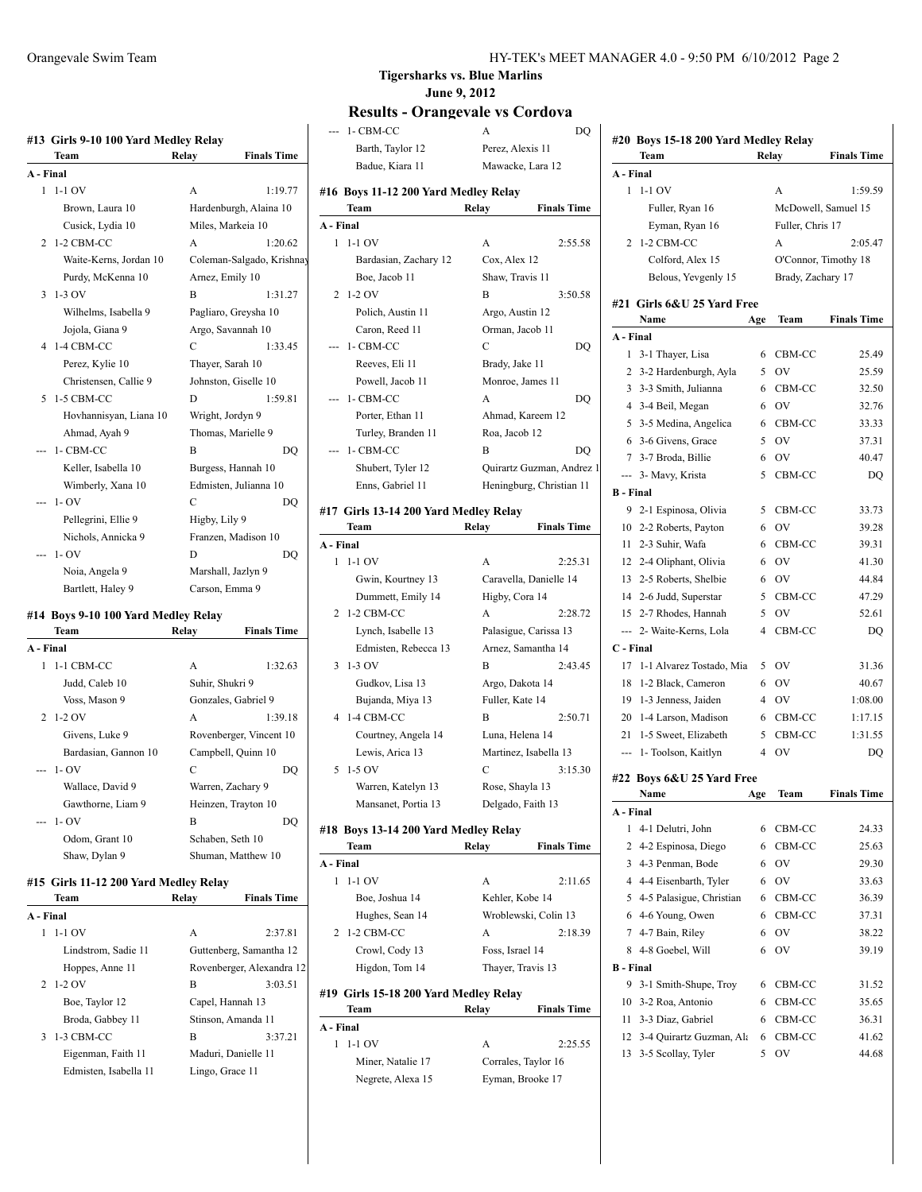**Tigersharks vs. Blue Marlins**
**June 9, 2012**

## Results - Orangevale vs Cordova

### #13 Girls 9-10 100 Yard Medley Relay

| | Team | Relay | Finals Time |
|---|---|---|---|
| **A - Final** | | | |
| 1 | 1-1 OV | A | 1:19.77 |
| | Brown, Laura 10 | Hardenburgh, Alaina 10 | |
| | Cusick, Lydia 10 | Miles, Markeia 10 | |
| 2 | 1-2 CBM-CC | A | 1:20.62 |
| | Waite-Kerns, Jordan 10 | Coleman-Salgado, Krishnay | |
| | Purdy, McKenna 10 | Arnez, Emily 10 | |
| 3 | 1-3 OV | B | 1:31.27 |
| | Wilhelms, Isabella 9 | Pagliaro, Greysha 10 | |
| | Jojola, Giana 9 | Argo, Savannah 10 | |
| 4 | 1-4 CBM-CC | C | 1:33.45 |
| | Perez, Kylie 10 | Thayer, Sarah 10 | |
| | Christensen, Callie 9 | Johnston, Giselle 10 | |
| 5 | 1-5 CBM-CC | D | 1:59.81 |
| | Hovhannisyan, Liana 10 | Wright, Jordyn 9 | |
| | Ahmad, Ayah 9 | Thomas, Marielle 9 | |
| --- | 1- CBM-CC | B | DQ |
| | Keller, Isabella 10 | Burgess, Hannah 10 | |
| | Wimberly, Xana 10 | Edmisten, Julianna 10 | |
| --- | 1- OV | C | DQ |
| | Pellegrini, Ellie 9 | Higby, Lily 9 | |
| | Nichols, Annicka 9 | Franzen, Madison 10 | |
| --- | 1- OV | D | DQ |
| | Noia, Angela 9 | Marshall, Jazlyn 9 | |
| | Bartlett, Haley 9 | Carson, Emma 9 | |

### #14 Boys 9-10 100 Yard Medley Relay

| | Team | Relay | Finals Time |
|---|---|---|---|
| **A - Final** | | | |
| 1 | 1-1 CBM-CC | A | 1:32.63 |
| | Judd, Caleb 10 | Suhir, Shukri 9 | |
| | Voss, Mason 9 | Gonzales, Gabriel 9 | |
| 2 | 1-2 OV | A | 1:39.18 |
| | Givens, Luke 9 | Rovenberger, Vincent 10 | |
| | Bardasian, Gannon 10 | Campbell, Quinn 10 | |
| --- | 1- OV | C | DQ |
| | Wallace, David 9 | Warren, Zachary 9 | |
| | Gawthorne, Liam 9 | Heinzen, Trayton 10 | |
| --- | 1- OV | B | DQ |
| | Odom, Grant 10 | Schaben, Seth 10 | |
| | Shaw, Dylan 9 | Shuman, Matthew 10 | |

### #15 Girls 11-12 200 Yard Medley Relay

| | Team | Relay | Finals Time |
|---|---|---|---|
| **A - Final** | | | |
| 1 | 1-1 OV | A | 2:37.81 |
| | Lindstrom, Sadie 11 | Guttenberg, Samantha 12 | |
| | Hoppes, Anne 11 | Rovenberger, Alexandra 12 | |
| 2 | 1-2 OV | B | 3:03.51 |
| | Boe, Taylor 12 | Capel, Hannah 13 | |
| | Broda, Gabbey 11 | Stinson, Amanda 11 | |
| 3 | 1-3 CBM-CC | B | 3:37.21 |
| | Eigenman, Faith 11 | Maduri, Danielle 11 | |
| | Edmisten, Isabella 11 | Lingo, Grace 11 | |
| --- | 1- CBM-CC | A | DQ |
| | Barth, Taylor 12 | Perez, Alexis 11 | |
| | Badue, Kiara 11 | Mawacke, Lara 12 | |

### #16 Boys 11-12 200 Yard Medley Relay

| | Team | Relay | Finals Time |
|---|---|---|---|
| **A - Final** | | | |
| 1 | 1-1 OV | A | 2:55.58 |
| | Bardasian, Zachary 12 | Cox, Alex 12 | |
| | Boe, Jacob 11 | Shaw, Travis 11 | |
| 2 | 1-2 OV | B | 3:50.58 |
| | Polich, Austin 11 | Argo, Austin 12 | |
| | Caron, Reed 11 | Orman, Jacob 11 | |
| --- | 1- CBM-CC | C | DQ |
| | Reeves, Eli 11 | Brady, Jake 11 | |
| | Powell, Jacob 11 | Monroe, James 11 | |
| --- | 1- CBM-CC | A | DQ |
| | Porter, Ethan 11 | Ahmad, Kareem 12 | |
| | Turley, Branden 11 | Roa, Jacob 12 | |
| --- | 1- CBM-CC | B | DQ |
| | Shubert, Tyler 12 | Quirartz Guzman, Andrez 1 | |
| | Enns, Gabriel 11 | Heningburg, Christian 11 | |

### #17 Girls 13-14 200 Yard Medley Relay

| | Team | Relay | Finals Time |
|---|---|---|---|
| **A - Final** | | | |
| 1 | 1-1 OV | A | 2:25.31 |
| | Gwin, Kourtney 13 | Caravella, Danielle 14 | |
| | Dummett, Emily 14 | Higby, Cora 14 | |
| 2 | 1-2 CBM-CC | A | 2:28.72 |
| | Lynch, Isabelle 13 | Palasigue, Carissa 13 | |
| | Edmisten, Rebecca 13 | Arnez, Samantha 14 | |
| 3 | 1-3 OV | B | 2:43.45 |
| | Gudkov, Lisa 13 | Argo, Dakota 14 | |
| | Bujanda, Miya 13 | Fuller, Kate 14 | |
| 4 | 1-4 CBM-CC | B | 2:50.71 |
| | Courtney, Angela 14 | Luna, Helena 14 | |
| | Lewis, Arica 13 | Martinez, Isabella 13 | |
| 5 | 1-5 OV | C | 3:15.30 |
| | Warren, Katelyn 13 | Rose, Shayla 13 | |
| | Mansanet, Portia 13 | Delgado, Faith 13 | |

### #18 Boys 13-14 200 Yard Medley Relay

| | Team | Relay | Finals Time |
|---|---|---|---|
| **A - Final** | | | |
| 1 | 1-1 OV | A | 2:11.65 |
| | Boe, Joshua 14 | Kehler, Kobe 14 | |
| | Hughes, Sean 14 | Wroblewski, Colin 13 | |
| 2 | 1-2 CBM-CC | A | 2:18.39 |
| | Crowl, Cody 13 | Foss, Israel 14 | |
| | Higdon, Tom 14 | Thayer, Travis 13 | |

### #19 Girls 15-18 200 Yard Medley Relay

| | Team | Relay | Finals Time |
|---|---|---|---|
| **A - Final** | | | |
| 1 | 1-1 OV | A | 2:25.55 |
| | Miner, Natalie 17 | Corrales, Taylor 16 | |
| | Negrete, Alexa 15 | Eyman, Brooke 17 | |

### #20 Boys 15-18 200 Yard Medley Relay

| | Team | Relay | Finals Time |
|---|---|---|---|
| **A - Final** | | | |
| 1 | 1-1 OV | A | 1:59.59 |
| | Fuller, Ryan 16 | McDowell, Samuel 15 | |
| | Eyman, Ryan 16 | Fuller, Chris 17 | |
| 2 | 1-2 CBM-CC | A | 2:05.47 |
| | Colford, Alex 15 | O'Connor, Timothy 18 | |
| | Belous, Yevgenly 15 | Brady, Zachary 17 | |

### #21 Girls 6&U 25 Yard Free

| | Name | Age | Team | Finals Time |
|---|---|---|---|---|
| **A - Final** | | | | |
| 1 | 3-1 Thayer, Lisa | 6 | CBM-CC | 25.49 |
| 2 | 3-2 Hardenburgh, Ayla | 5 | OV | 25.59 |
| 3 | 3-3 Smith, Julianna | 6 | CBM-CC | 32.50 |
| 4 | 3-4 Beil, Megan | 6 | OV | 32.76 |
| 5 | 3-5 Medina, Angelica | 6 | CBM-CC | 33.33 |
| 6 | 3-6 Givens, Grace | 5 | OV | 37.31 |
| 7 | 3-7 Broda, Billie | 6 | OV | 40.47 |
| --- | 3- Mavy, Krista | 5 | CBM-CC | DQ |
| **B - Final** | | | | |
| 9 | 2-1 Espinosa, Olivia | 5 | CBM-CC | 33.73 |
| 10 | 2-2 Roberts, Payton | 6 | OV | 39.28 |
| 11 | 2-3 Suhir, Wafa | 6 | CBM-CC | 39.31 |
| 12 | 2-4 Oliphant, Olivia | 6 | OV | 41.30 |
| 13 | 2-5 Roberts, Shelbie | 6 | OV | 44.84 |
| 14 | 2-6 Judd, Superstar | 5 | CBM-CC | 47.29 |
| 15 | 2-7 Rhodes, Hannah | 5 | OV | 52.61 |
| --- | 2- Waite-Kerns, Lola | 4 | CBM-CC | DQ |
| **C - Final** | | | | |
| 17 | 1-1 Alvarez Tostado, Mia | 5 | OV | 31.36 |
| 18 | 1-2 Black, Cameron | 6 | OV | 40.67 |
| 19 | 1-3 Jenness, Jaiden | 4 | OV | 1:08.00 |
| 20 | 1-4 Larson, Madison | 6 | CBM-CC | 1:17.15 |
| 21 | 1-5 Sweet, Elizabeth | 5 | CBM-CC | 1:31.55 |
| --- | 1- Toolson, Kaitlyn | 4 | OV | DQ |

### #22 Boys 6&U 25 Yard Free

| | Name | Age | Team | Finals Time |
|---|---|---|---|---|
| **A - Final** | | | | |
| 1 | 4-1 Delutri, John | 6 | CBM-CC | 24.33 |
| 2 | 4-2 Espinosa, Diego | 6 | CBM-CC | 25.63 |
| 3 | 4-3 Penman, Bode | 6 | OV | 29.30 |
| 4 | 4-4 Eisenbarth, Tyler | 6 | OV | 33.63 |
| 5 | 4-5 Palasigue, Christian | 6 | CBM-CC | 36.39 |
| 6 | 4-6 Young, Owen | 6 | CBM-CC | 37.31 |
| 7 | 4-7 Bain, Riley | 6 | OV | 38.22 |
| 8 | 4-8 Goebel, Will | 6 | OV | 39.19 |
| **B - Final** | | | | |
| 9 | 3-1 Smith-Shupe, Troy | 6 | CBM-CC | 31.52 |
| 10 | 3-2 Roa, Antonio | 6 | CBM-CC | 35.65 |
| 11 | 3-3 Diaz, Gabriel | 6 | CBM-CC | 36.31 |
| 12 | 3-4 Quirartz Guzman, Ala | 6 | CBM-CC | 41.62 |
| 13 | 3-5 Scollay, Tyler | 5 | OV | 44.68 |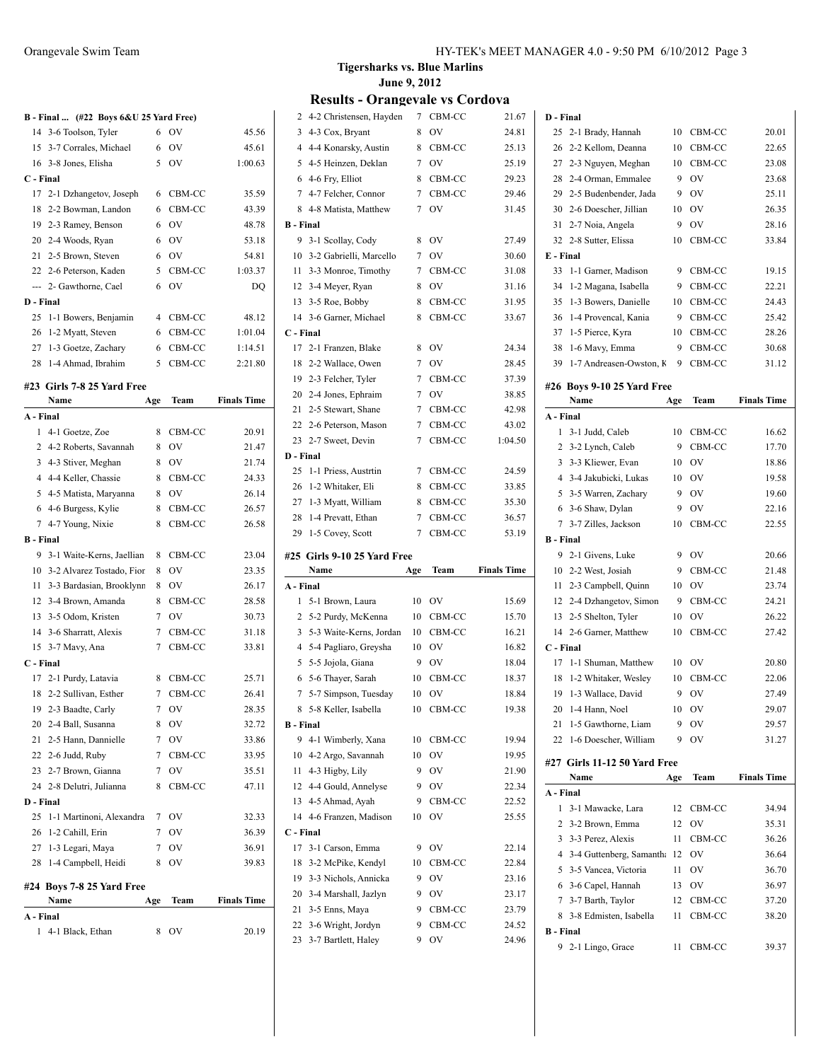## Tigersharks vs. Blue Marlins

June 9, 2012

## Results - Orangevale vs Cordova

**B - Final ... (#22 Boys 6&U 25 Yard Free)**

| | Name | Age | Team | Finals Time |
|---|---|---|---|---|
| 14 | 3-6 Toolson, Tyler | 6 | OV | 45.56 |
| 15 | 3-7 Corrales, Michael | 6 | OV | 45.61 |
| 16 | 3-8 Jones, Elisha | 5 | OV | 1:00.63 |
| **C - Final** | | | | |
| 17 | 2-1 Dzhangetov, Joseph | 6 | CBM-CC | 35.59 |
| 18 | 2-2 Bowman, Landon | 6 | CBM-CC | 43.39 |
| 19 | 2-3 Ramey, Benson | 6 | OV | 48.78 |
| 20 | 2-4 Woods, Ryan | 6 | OV | 53.18 |
| 21 | 2-5 Brown, Steven | 6 | OV | 54.81 |
| 22 | 2-6 Peterson, Kaden | 5 | CBM-CC | 1:03.37 |
| --- | 2- Gawthorne, Cael | 6 | OV | DQ |
| **D - Final** | | | | |
| 25 | 1-1 Bowers, Benjamin | 4 | CBM-CC | 48.12 |
| 26 | 1-2 Myatt, Steven | 6 | CBM-CC | 1:01.04 |
| 27 | 1-3 Goetze, Zachary | 6 | CBM-CC | 1:14.51 |
| 28 | 1-4 Ahmad, Ibrahim | 5 | CBM-CC | 2:21.80 |

**#23 Girls 7-8 25 Yard Free**

| | Name | Age | Team | Finals Time |
|---|---|---|---|---|
| **A - Final** | | | | |
| 1 | 4-1 Goetze, Zoe | 8 | CBM-CC | 20.91 |
| 2 | 4-2 Roberts, Savannah | 8 | OV | 21.47 |
| 3 | 4-3 Stiver, Meghan | 8 | OV | 21.74 |
| 4 | 4-4 Keller, Chassie | 8 | CBM-CC | 24.33 |
| 5 | 4-5 Matista, Maryanna | 8 | OV | 26.14 |
| 6 | 4-6 Burgess, Kylie | 8 | CBM-CC | 26.57 |
| 7 | 4-7 Young, Nixie | 8 | CBM-CC | 26.58 |
| **B - Final** | | | | |
| 9 | 3-1 Waite-Kerns, Jaellian | 8 | CBM-CC | 23.04 |
| 10 | 3-2 Alvarez Tostado, Fior | 8 | OV | 23.35 |
| 11 | 3-3 Bardasian, Brooklynn | 8 | OV | 26.17 |
| 12 | 3-4 Brown, Amanda | 8 | CBM-CC | 28.58 |
| 13 | 3-5 Odom, Kristen | 7 | OV | 30.73 |
| 14 | 3-6 Sharratt, Alexis | 7 | CBM-CC | 31.18 |
| 15 | 3-7 Mavy, Ana | 7 | CBM-CC | 33.81 |
| **C - Final** | | | | |
| 17 | 2-1 Purdy, Latavia | 8 | CBM-CC | 25.71 |
| 18 | 2-2 Sullivan, Esther | 7 | CBM-CC | 26.41 |
| 19 | 2-3 Baadte, Carly | 7 | OV | 28.35 |
| 20 | 2-4 Ball, Susanna | 8 | OV | 32.72 |
| 21 | 2-5 Hann, Dannielle | 7 | OV | 33.86 |
| 22 | 2-6 Judd, Ruby | 7 | CBM-CC | 33.95 |
| 23 | 2-7 Brown, Gianna | 7 | OV | 35.51 |
| 24 | 2-8 Delutri, Julianna | 8 | CBM-CC | 47.11 |
| **D - Final** | | | | |
| 25 | 1-1 Martinoni, Alexandra | 7 | OV | 32.33 |
| 26 | 1-2 Cahill, Erin | 7 | OV | 36.39 |
| 27 | 1-3 Legari, Maya | 7 | OV | 36.91 |
| 28 | 1-4 Campbell, Heidi | 8 | OV | 39.83 |

**#24 Boys 7-8 25 Yard Free**

| | Name | Age | Team | Finals Time |
|---|---|---|---|---|
| **A - Final** | | | | |
| 1 | 4-1 Black, Ethan | 8 | OV | 20.19 |
| 2 | 4-2 Christensen, Hayden | 7 | CBM-CC | 21.67 |
| 3 | 4-3 Cox, Bryant | 8 | OV | 24.81 |
| 4 | 4-4 Konarsky, Austin | 8 | CBM-CC | 25.13 |
| 5 | 4-5 Heinzen, Deklan | 7 | OV | 25.19 |
| 6 | 4-6 Fry, Elliot | 8 | CBM-CC | 29.23 |
| 7 | 4-7 Felcher, Connor | 7 | CBM-CC | 29.46 |
| 8 | 4-8 Matista, Matthew | 7 | OV | 31.45 |
| **B - Final** | | | | |
| 9 | 3-1 Scollay, Cody | 8 | OV | 27.49 |
| 10 | 3-2 Gabrielli, Marcello | 7 | OV | 30.60 |
| 11 | 3-3 Monroe, Timothy | 7 | CBM-CC | 31.08 |
| 12 | 3-4 Meyer, Ryan | 8 | OV | 31.16 |
| 13 | 3-5 Roe, Bobby | 8 | CBM-CC | 31.95 |
| 14 | 3-6 Garner, Michael | 8 | CBM-CC | 33.67 |
| **C - Final** | | | | |
| 17 | 2-1 Franzen, Blake | 8 | OV | 24.34 |
| 18 | 2-2 Wallace, Owen | 7 | OV | 28.45 |
| 19 | 2-3 Felcher, Tyler | 7 | CBM-CC | 37.39 |
| 20 | 2-4 Jones, Ephraim | 7 | OV | 38.85 |
| 21 | 2-5 Stewart, Shane | 7 | CBM-CC | 42.98 |
| 22 | 2-6 Peterson, Mason | 7 | CBM-CC | 43.02 |
| 23 | 2-7 Sweet, Devin | 7 | CBM-CC | 1:04.50 |
| **D - Final** | | | | |
| 25 | 1-1 Priess, Austrtin | 7 | CBM-CC | 24.59 |
| 26 | 1-2 Whitaker, Eli | 8 | CBM-CC | 33.85 |
| 27 | 1-3 Myatt, William | 8 | CBM-CC | 35.30 |
| 28 | 1-4 Prevatt, Ethan | 7 | CBM-CC | 36.57 |
| 29 | 1-5 Covey, Scott | 7 | CBM-CC | 53.19 |

**#25 Girls 9-10 25 Yard Free**

| | Name | Age | Team | Finals Time |
|---|---|---|---|---|
| **A - Final** | | | | |
| 1 | 5-1 Brown, Laura | 10 | OV | 15.69 |
| 2 | 5-2 Purdy, McKenna | 10 | CBM-CC | 15.70 |
| 3 | 5-3 Waite-Kerns, Jordan | 10 | CBM-CC | 16.21 |
| 4 | 5-4 Pagliaro, Greysha | 10 | OV | 16.82 |
| 5 | 5-5 Jojola, Giana | 9 | OV | 18.04 |
| 6 | 5-6 Thayer, Sarah | 10 | CBM-CC | 18.37 |
| 7 | 5-7 Simpson, Tuesday | 10 | OV | 18.84 |
| 8 | 5-8 Keller, Isabella | 10 | CBM-CC | 19.38 |
| **B - Final** | | | | |
| 9 | 4-1 Wimberly, Xana | 10 | CBM-CC | 19.94 |
| 10 | 4-2 Argo, Savannah | 10 | OV | 19.95 |
| 11 | 4-3 Higby, Lily | 9 | OV | 21.90 |
| 12 | 4-4 Gould, Annelyse | 9 | OV | 22.34 |
| 13 | 4-5 Ahmad, Ayah | 9 | CBM-CC | 22.52 |
| 14 | 4-6 Franzen, Madison | 10 | OV | 25.55 |
| **C - Final** | | | | |
| 17 | 3-1 Carson, Emma | 9 | OV | 22.14 |
| 18 | 3-2 McPike, Kendyl | 10 | CBM-CC | 22.84 |
| 19 | 3-3 Nichols, Annicka | 9 | OV | 23.16 |
| 20 | 3-4 Marshall, Jazlyn | 9 | OV | 23.17 |
| 21 | 3-5 Enns, Maya | 9 | CBM-CC | 23.79 |
| 22 | 3-6 Wright, Jordyn | 9 | CBM-CC | 24.52 |
| 23 | 3-7 Bartlett, Haley | 9 | OV | 24.96 |
| **D - Final** | | | | |
| 25 | 2-1 Brady, Hannah | 10 | CBM-CC | 20.01 |
| 26 | 2-2 Kellom, Deanna | 10 | CBM-CC | 22.65 |
| 27 | 2-3 Nguyen, Meghan | 10 | CBM-CC | 23.08 |
| 28 | 2-4 Orman, Emmalee | 9 | OV | 23.68 |
| 29 | 2-5 Budenbender, Jada | 9 | OV | 25.11 |
| 30 | 2-6 Doescher, Jillian | 10 | OV | 26.35 |
| 31 | 2-7 Noia, Angela | 9 | OV | 28.16 |
| 32 | 2-8 Sutter, Elissa | 10 | CBM-CC | 33.84 |
| **E - Final** | | | | |
| 33 | 1-1 Garner, Madison | 9 | CBM-CC | 19.15 |
| 34 | 1-2 Magana, Isabella | 9 | CBM-CC | 22.21 |
| 35 | 1-3 Bowers, Danielle | 10 | CBM-CC | 24.43 |
| 36 | 1-4 Provencal, Kania | 9 | CBM-CC | 25.42 |
| 37 | 1-5 Pierce, Kyra | 10 | CBM-CC | 28.26 |
| 38 | 1-6 Mavy, Emma | 9 | CBM-CC | 30.68 |
| 39 | 1-7 Andreasen-Owston, K | 9 | CBM-CC | 31.12 |

**#26 Boys 9-10 25 Yard Free**

| | Name | Age | Team | Finals Time |
|---|---|---|---|---|
| **A - Final** | | | | |
| 1 | 3-1 Judd, Caleb | 10 | CBM-CC | 16.62 |
| 2 | 3-2 Lynch, Caleb | 9 | CBM-CC | 17.70 |
| 3 | 3-3 Kliewer, Evan | 10 | OV | 18.86 |
| 4 | 3-4 Jakubicki, Lukas | 10 | OV | 19.58 |
| 5 | 3-5 Warren, Zachary | 9 | OV | 19.60 |
| 6 | 3-6 Shaw, Dylan | 9 | OV | 22.16 |
| 7 | 3-7 Zilles, Jackson | 10 | CBM-CC | 22.55 |
| **B - Final** | | | | |
| 9 | 2-1 Givens, Luke | 9 | OV | 20.66 |
| 10 | 2-2 West, Josiah | 9 | CBM-CC | 21.48 |
| 11 | 2-3 Campbell, Quinn | 10 | OV | 23.74 |
| 12 | 2-4 Dzhangetov, Simon | 9 | CBM-CC | 24.21 |
| 13 | 2-5 Shelton, Tyler | 10 | OV | 26.22 |
| 14 | 2-6 Garner, Matthew | 10 | CBM-CC | 27.42 |
| **C - Final** | | | | |
| 17 | 1-1 Shuman, Matthew | 10 | OV | 20.80 |
| 18 | 1-2 Whitaker, Wesley | 10 | CBM-CC | 22.06 |
| 19 | 1-3 Wallace, David | 9 | OV | 27.49 |
| 20 | 1-4 Hann, Noel | 10 | OV | 29.07 |
| 21 | 1-5 Gawthorne, Liam | 9 | OV | 29.57 |
| 22 | 1-6 Doescher, William | 9 | OV | 31.27 |

**#27 Girls 11-12 50 Yard Free**

| | Name | Age | Team | Finals Time |
|---|---|---|---|---|
| **A - Final** | | | | |
| 1 | 3-1 Mawacke, Lara | 12 | CBM-CC | 34.94 |
| 2 | 3-2 Brown, Emma | 12 | OV | 35.31 |
| 3 | 3-3 Perez, Alexis | 11 | CBM-CC | 36.26 |
| 4 | 3-4 Guttenberg, Samanth | 12 | OV | 36.64 |
| 5 | 3-5 Vancea, Victoria | 11 | OV | 36.70 |
| 6 | 3-6 Capel, Hannah | 13 | OV | 36.97 |
| 7 | 3-7 Barth, Taylor | 12 | CBM-CC | 37.20 |
| 8 | 3-8 Edmisten, Isabella | 11 | CBM-CC | 38.20 |
| **B - Final** | | | | |
| 9 | 2-1 Lingo, Grace | 11 | CBM-CC | 39.37 |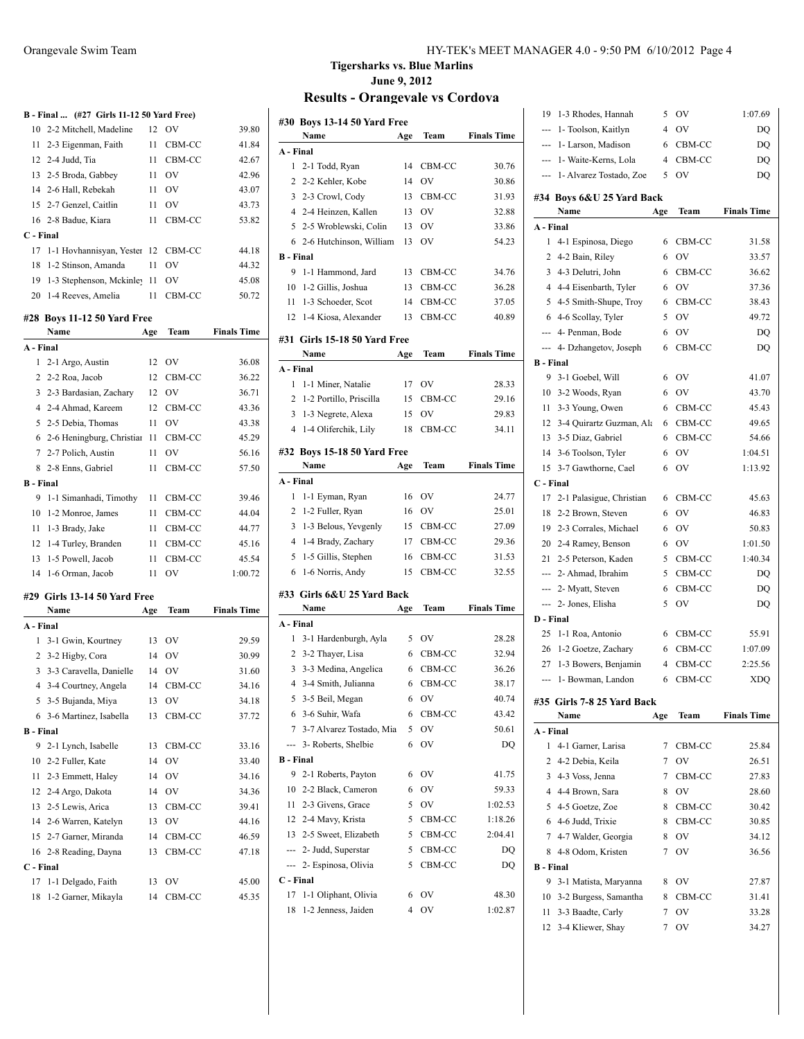# Tigersharks vs. Blue Marlins

June 9, 2012

## Results - Orangevale vs Cordova

### B - Final ... (#27 Girls 11-12 50 Yard Free)

| Place | Name | Age | Team | Finals Time |
|---|---|---|---|---|
| 10 | 2-2 Mitchell, Madeline | 12 | OV | 39.80 |
| 11 | 2-3 Eigenman, Faith | 11 | CBM-CC | 41.84 |
| 12 | 2-4 Judd, Tia | 11 | CBM-CC | 42.67 |
| 13 | 2-5 Broda, Gabbey | 11 | OV | 42.96 |
| 14 | 2-6 Hall, Rebekah | 11 | OV | 43.07 |
| 15 | 2-7 Genzel, Caitlin | 11 | OV | 43.73 |
| 16 | 2-8 Badue, Kiara | 11 | CBM-CC | 53.82 |
| **C - Final** | | | | |
| 17 | 1-1 Hovhannisyan, Yester | 12 | CBM-CC | 44.18 |
| 18 | 1-2 Stinson, Amanda | 11 | OV | 44.32 |
| 19 | 1-3 Stephenson, Mckinley | 11 | OV | 45.08 |
| 20 | 1-4 Reeves, Amelia | 11 | CBM-CC | 50.72 |

### #28 Boys 11-12 50 Yard Free

| Place | Name | Age | Team | Finals Time |
|---|---|---|---|---|
| **A - Final** | | | | |
| 1 | 2-1 Argo, Austin | 12 | OV | 36.08 |
| 2 | 2-2 Roa, Jacob | 12 | CBM-CC | 36.22 |
| 3 | 2-3 Bardasian, Zachary | 12 | OV | 36.71 |
| 4 | 2-4 Ahmad, Kareem | 12 | CBM-CC | 43.36 |
| 5 | 2-5 Debia, Thomas | 11 | OV | 43.38 |
| 6 | 2-6 Heningburg, Christian | 11 | CBM-CC | 45.29 |
| 7 | 2-7 Polich, Austin | 11 | OV | 56.16 |
| 8 | 2-8 Enns, Gabriel | 11 | CBM-CC | 57.50 |
| **B - Final** | | | | |
| 9 | 1-1 Simanhadi, Timothy | 11 | CBM-CC | 39.46 |
| 10 | 1-2 Monroe, James | 11 | CBM-CC | 44.04 |
| 11 | 1-3 Brady, Jake | 11 | CBM-CC | 44.77 |
| 12 | 1-4 Turley, Branden | 11 | CBM-CC | 45.16 |
| 13 | 1-5 Powell, Jacob | 11 | CBM-CC | 45.54 |
| 14 | 1-6 Orman, Jacob | 11 | OV | 1:00.72 |

### #29 Girls 13-14 50 Yard Free

| Place | Name | Age | Team | Finals Time |
|---|---|---|---|---|
| **A - Final** | | | | |
| 1 | 3-1 Gwin, Kourtney | 13 | OV | 29.59 |
| 2 | 3-2 Higby, Cora | 14 | OV | 30.99 |
| 3 | 3-3 Caravella, Danielle | 14 | OV | 31.60 |
| 4 | 3-4 Courtney, Angela | 14 | CBM-CC | 34.16 |
| 5 | 3-5 Bujanda, Miya | 13 | OV | 34.18 |
| 6 | 3-6 Martinez, Isabella | 13 | CBM-CC | 37.72 |
| **B - Final** | | | | |
| 9 | 2-1 Lynch, Isabelle | 13 | CBM-CC | 33.16 |
| 10 | 2-2 Fuller, Kate | 14 | OV | 33.40 |
| 11 | 2-3 Emmett, Haley | 14 | OV | 34.16 |
| 12 | 2-4 Argo, Dakota | 14 | OV | 34.36 |
| 13 | 2-5 Lewis, Arica | 13 | CBM-CC | 39.41 |
| 14 | 2-6 Warren, Katelyn | 13 | OV | 44.16 |
| 15 | 2-7 Garner, Miranda | 14 | CBM-CC | 46.59 |
| 16 | 2-8 Reading, Dayna | 13 | CBM-CC | 47.18 |
| **C - Final** | | | | |
| 17 | 1-1 Delgado, Faith | 13 | OV | 45.00 |
| 18 | 1-2 Garner, Mikayla | 14 | CBM-CC | 45.35 |

### #30 Boys 13-14 50 Yard Free

| Place | Name | Age | Team | Finals Time |
|---|---|---|---|---|
| **A - Final** | | | | |
| 1 | 2-1 Todd, Ryan | 14 | CBM-CC | 30.76 |
| 2 | 2-2 Kehler, Kobe | 14 | OV | 30.86 |
| 3 | 2-3 Crowl, Cody | 13 | CBM-CC | 31.93 |
| 4 | 2-4 Heinzen, Kallen | 13 | OV | 32.88 |
| 5 | 2-5 Wroblewski, Colin | 13 | OV | 33.86 |
| 6 | 2-6 Hutchinson, William | 13 | OV | 54.23 |
| **B - Final** | | | | |
| 9 | 1-1 Hammond, Jard | 13 | CBM-CC | 34.76 |
| 10 | 1-2 Gillis, Joshua | 13 | CBM-CC | 36.28 |
| 11 | 1-3 Schoeder, Scot | 14 | CBM-CC | 37.05 |
| 12 | 1-4 Kiosa, Alexander | 13 | CBM-CC | 40.89 |

### #31 Girls 15-18 50 Yard Free

| Place | Name | Age | Team | Finals Time |
|---|---|---|---|---|
| **A - Final** | | | | |
| 1 | 1-1 Miner, Natalie | 17 | OV | 28.33 |
| 2 | 1-2 Portillo, Priscilla | 15 | CBM-CC | 29.16 |
| 3 | 1-3 Negrete, Alexa | 15 | OV | 29.83 |
| 4 | 1-4 Oliferchik, Lily | 18 | CBM-CC | 34.11 |

### #32 Boys 15-18 50 Yard Free

| Place | Name | Age | Team | Finals Time |
|---|---|---|---|---|
| **A - Final** | | | | |
| 1 | 1-1 Eyman, Ryan | 16 | OV | 24.77 |
| 2 | 1-2 Fuller, Ryan | 16 | OV | 25.01 |
| 3 | 1-3 Belous, Yevgenly | 15 | CBM-CC | 27.09 |
| 4 | 1-4 Brady, Zachary | 17 | CBM-CC | 29.36 |
| 5 | 1-5 Gillis, Stephen | 16 | CBM-CC | 31.53 |
| 6 | 1-6 Norris, Andy | 15 | CBM-CC | 32.55 |

### #33 Girls 6&U 25 Yard Back

| Place | Name | Age | Team | Finals Time |
|---|---|---|---|---|
| **A - Final** | | | | |
| 1 | 3-1 Hardenburgh, Ayla | 5 | OV | 28.28 |
| 2 | 3-2 Thayer, Lisa | 6 | CBM-CC | 32.94 |
| 3 | 3-3 Medina, Angelica | 6 | CBM-CC | 36.26 |
| 4 | 3-4 Smith, Julianna | 6 | CBM-CC | 38.17 |
| 5 | 3-5 Beil, Megan | 6 | OV | 40.74 |
| 6 | 3-6 Suhir, Wafa | 6 | CBM-CC | 43.42 |
| 7 | 3-7 Alvarez Tostado, Mia | 5 | OV | 50.61 |
| --- | 3- Roberts, Shelbie | 6 | OV | DQ |
| **B - Final** | | | | |
| 9 | 2-1 Roberts, Payton | 6 | OV | 41.75 |
| 10 | 2-2 Black, Cameron | 6 | OV | 59.33 |
| 11 | 2-3 Givens, Grace | 5 | OV | 1:02.53 |
| 12 | 2-4 Mavy, Krista | 5 | CBM-CC | 1:18.26 |
| 13 | 2-5 Sweet, Elizabeth | 5 | CBM-CC | 2:04.41 |
| --- | 2- Judd, Superstar | 5 | CBM-CC | DQ |
| --- | 2- Espinosa, Olivia | 5 | CBM-CC | DQ |
| **C - Final** | | | | |
| 17 | 1-1 Oliphant, Olivia | 6 | OV | 48.30 |
| 18 | 1-2 Jenness, Jaiden | 4 | OV | 1:02.87 |
| 19 | 1-3 Rhodes, Hannah | 5 | OV | 1:07.69 |
| --- | 1- Toolson, Kaitlyn | 4 | OV | DQ |
| --- | 1- Larson, Madison | 6 | CBM-CC | DQ |
| --- | 1- Waite-Kerns, Lola | 4 | CBM-CC | DQ |
| --- | 1- Alvarez Tostado, Zoe | 5 | OV | DQ |

### #34 Boys 6&U 25 Yard Back

| Place | Name | Age | Team | Finals Time |
|---|---|---|---|---|
| **A - Final** | | | | |
| 1 | 4-1 Espinosa, Diego | 6 | CBM-CC | 31.58 |
| 2 | 4-2 Bain, Riley | 6 | OV | 33.57 |
| 3 | 4-3 Delutri, John | 6 | CBM-CC | 36.62 |
| 4 | 4-4 Eisenbarth, Tyler | 6 | OV | 37.36 |
| 5 | 4-5 Smith-Shupe, Troy | 6 | CBM-CC | 38.43 |
| 6 | 4-6 Scollay, Tyler | 5 | OV | 49.72 |
| --- | 4- Penman, Bode | 6 | OV | DQ |
| --- | 4- Dzhangetov, Joseph | 6 | CBM-CC | DQ |
| **B - Final** | | | | |
| 9 | 3-1 Goebel, Will | 6 | OV | 41.07 |
| 10 | 3-2 Woods, Ryan | 6 | OV | 43.70 |
| 11 | 3-3 Young, Owen | 6 | CBM-CC | 45.43 |
| 12 | 3-4 Quirartz Guzman, Ala | 6 | CBM-CC | 49.65 |
| 13 | 3-5 Diaz, Gabriel | 6 | CBM-CC | 54.66 |
| 14 | 3-6 Toolson, Tyler | 6 | OV | 1:04.51 |
| 15 | 3-7 Gawthorne, Cael | 6 | OV | 1:13.92 |
| **C - Final** | | | | |
| 17 | 2-1 Palasigue, Christian | 6 | CBM-CC | 45.63 |
| 18 | 2-2 Brown, Steven | 6 | OV | 46.83 |
| 19 | 2-3 Corrales, Michael | 6 | OV | 50.83 |
| 20 | 2-4 Ramey, Benson | 6 | OV | 1:01.50 |
| 21 | 2-5 Peterson, Kaden | 5 | CBM-CC | 1:40.34 |
| --- | 2- Ahmad, Ibrahim | 5 | CBM-CC | DQ |
| --- | 2- Myatt, Steven | 6 | CBM-CC | DQ |
| --- | 2- Jones, Elisha | 5 | OV | DQ |
| **D - Final** | | | | |
| 25 | 1-1 Roa, Antonio | 6 | CBM-CC | 55.91 |
| 26 | 1-2 Goetze, Zachary | 6 | CBM-CC | 1:07.09 |
| 27 | 1-3 Bowers, Benjamin | 4 | CBM-CC | 2:25.56 |
| --- | 1- Bowman, Landon | 6 | CBM-CC | XDQ |

### #35 Girls 7-8 25 Yard Back

| Place | Name | Age | Team | Finals Time |
|---|---|---|---|---|
| **A - Final** | | | | |
| 1 | 4-1 Garner, Larisa | 7 | CBM-CC | 25.84 |
| 2 | 4-2 Debia, Keila | 7 | OV | 26.51 |
| 3 | 4-3 Voss, Jenna | 7 | CBM-CC | 27.83 |
| 4 | 4-4 Brown, Sara | 8 | OV | 28.60 |
| 5 | 4-5 Goetze, Zoe | 8 | CBM-CC | 30.42 |
| 6 | 4-6 Judd, Trixie | 8 | CBM-CC | 30.85 |
| 7 | 4-7 Walder, Georgia | 8 | OV | 34.12 |
| 8 | 4-8 Odom, Kristen | 7 | OV | 36.56 |
| **B - Final** | | | | |
| 9 | 3-1 Matista, Maryanna | 8 | OV | 27.87 |
| 10 | 3-2 Burgess, Samantha | 8 | CBM-CC | 31.41 |
| 11 | 3-3 Baadte, Carly | 7 | OV | 33.28 |
| 12 | 3-4 Kliewer, Shay | 7 | OV | 34.27 |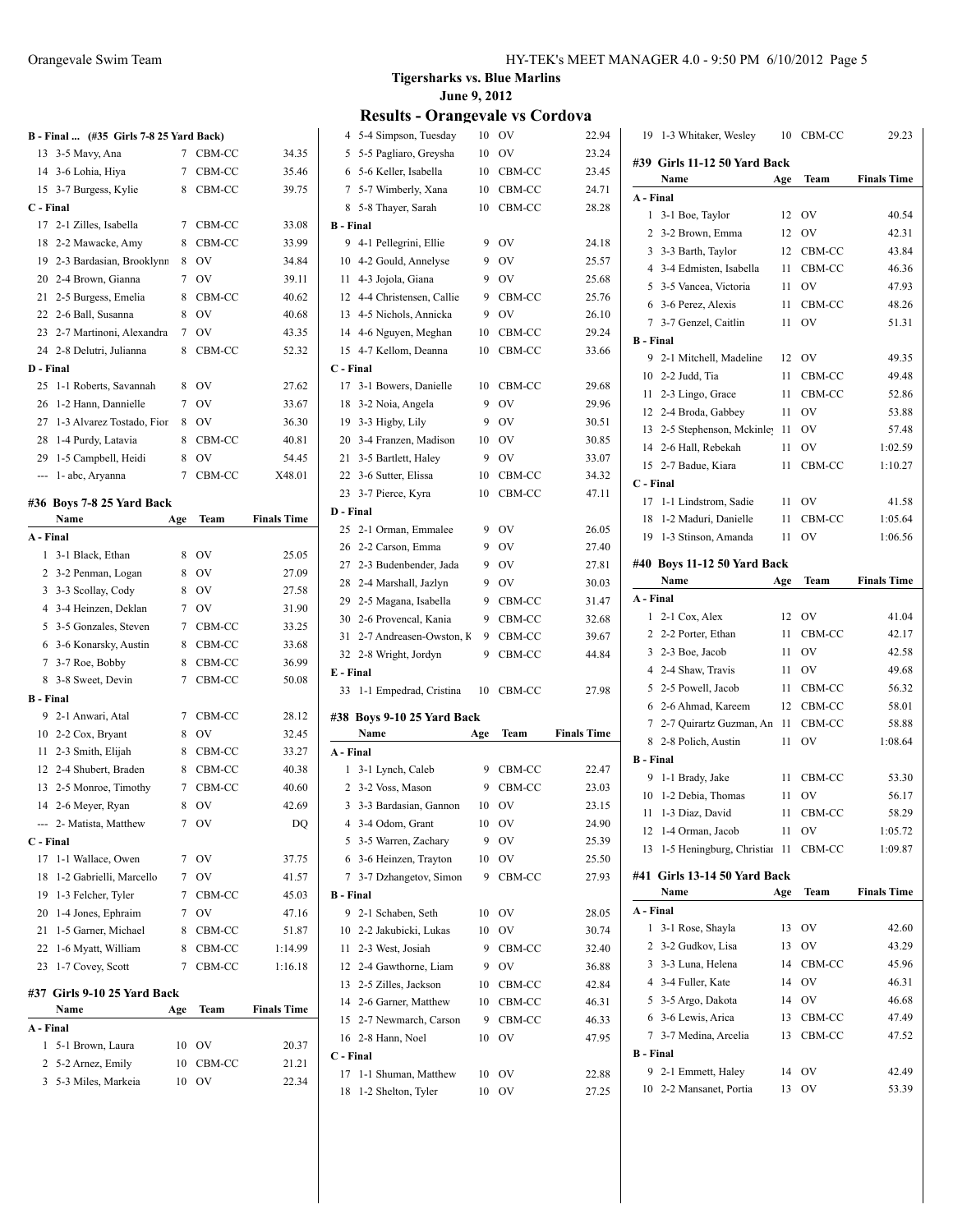## Tigersharks vs. Blue Marlins

June 9, 2012

## Results - Orangevale vs Cordova

### B - Final ... (#35 Girls 7-8 25 Yard Back)

| | Name | Age | Team | Finals Time |
|---|---|---|---|---|
| 13 | 3-5 Mavy, Ana | 7 | CBM-CC | 34.35 |
| 14 | 3-6 Lohia, Hiya | 7 | CBM-CC | 35.46 |
| 15 | 3-7 Burgess, Kylie | 8 | CBM-CC | 39.75 |
| **C - Final** | | | | |
| 17 | 2-1 Zilles, Isabella | 7 | CBM-CC | 33.08 |
| 18 | 2-2 Mawacke, Amy | 8 | CBM-CC | 33.99 |
| 19 | 2-3 Bardasian, Brooklynn | 8 | OV | 34.84 |
| 20 | 2-4 Brown, Gianna | 7 | OV | 39.11 |
| 21 | 2-5 Burgess, Emelia | 8 | CBM-CC | 40.62 |
| 22 | 2-6 Ball, Susanna | 8 | OV | 40.68 |
| 23 | 2-7 Martinoni, Alexandra | 7 | OV | 43.35 |
| 24 | 2-8 Delutri, Julianna | 8 | CBM-CC | 52.32 |
| **D - Final** | | | | |
| 25 | 1-1 Roberts, Savannah | 8 | OV | 27.62 |
| 26 | 1-2 Hann, Dannielle | 7 | OV | 33.67 |
| 27 | 1-3 Alvarez Tostado, Fior | 8 | OV | 36.30 |
| 28 | 1-4 Purdy, Latavia | 8 | CBM-CC | 40.81 |
| 29 | 1-5 Campbell, Heidi | 8 | OV | 54.45 |
| --- | 1- abc, Aryanna | 7 | CBM-CC | X48.01 |

### #36 Boys 7-8 25 Yard Back

| | Name | Age | Team | Finals Time |
|---|---|---|---|---|
| **A - Final** | | | | |
| 1 | 3-1 Black, Ethan | 8 | OV | 25.05 |
| 2 | 3-2 Penman, Logan | 8 | OV | 27.09 |
| 3 | 3-3 Scollay, Cody | 8 | OV | 27.58 |
| 4 | 3-4 Heinzen, Deklan | 7 | OV | 31.90 |
| 5 | 3-5 Gonzales, Steven | 7 | CBM-CC | 33.25 |
| 6 | 3-6 Konarsky, Austin | 8 | CBM-CC | 33.68 |
| 7 | 3-7 Roe, Bobby | 8 | CBM-CC | 36.99 |
| 8 | 3-8 Sweet, Devin | 7 | CBM-CC | 50.08 |
| **B - Final** | | | | |
| 9 | 2-1 Anwari, Atal | 7 | CBM-CC | 28.12 |
| 10 | 2-2 Cox, Bryant | 8 | OV | 32.45 |
| 11 | 2-3 Smith, Elijah | 8 | CBM-CC | 33.27 |
| 12 | 2-4 Shubert, Braden | 8 | CBM-CC | 40.38 |
| 13 | 2-5 Monroe, Timothy | 7 | CBM-CC | 40.60 |
| 14 | 2-6 Meyer, Ryan | 8 | OV | 42.69 |
| --- | 2- Matista, Matthew | 7 | OV | DQ |
| **C - Final** | | | | |
| 17 | 1-1 Wallace, Owen | 7 | OV | 37.75 |
| 18 | 1-2 Gabrielli, Marcello | 7 | OV | 41.57 |
| 19 | 1-3 Felcher, Tyler | 7 | CBM-CC | 45.03 |
| 20 | 1-4 Jones, Ephraim | 7 | OV | 47.16 |
| 21 | 1-5 Garner, Michael | 8 | CBM-CC | 51.87 |
| 22 | 1-6 Myatt, William | 8 | CBM-CC | 1:14.99 |
| 23 | 1-7 Covey, Scott | 7 | CBM-CC | 1:16.18 |

### #37 Girls 9-10 25 Yard Back

| | Name | Age | Team | Finals Time |
|---|---|---|---|---|
| **A - Final** | | | | |
| 1 | 5-1 Brown, Laura | 10 | OV | 20.37 |
| 2 | 5-2 Arnez, Emily | 10 | CBM-CC | 21.21 |
| 3 | 5-3 Miles, Markeia | 10 | OV | 22.34 |
| 4 | 5-4 Simpson, Tuesday | 10 | OV | 22.94 |
| 5 | 5-5 Pagliaro, Greysha | 10 | OV | 23.24 |
| 6 | 5-6 Keller, Isabella | 10 | CBM-CC | 23.45 |
| 7 | 5-7 Wimberly, Xana | 10 | CBM-CC | 24.71 |
| 8 | 5-8 Thayer, Sarah | 10 | CBM-CC | 28.28 |
| **B - Final** | | | | |
| 9 | 4-1 Pellegrini, Ellie | 9 | OV | 24.18 |
| 10 | 4-2 Gould, Annelyse | 9 | OV | 25.57 |
| 11 | 4-3 Jojola, Giana | 9 | OV | 25.68 |
| 12 | 4-4 Christensen, Callie | 9 | CBM-CC | 25.76 |
| 13 | 4-5 Nichols, Annicka | 9 | OV | 26.10 |
| 14 | 4-6 Nguyen, Meghan | 10 | CBM-CC | 29.24 |
| 15 | 4-7 Kellom, Deanna | 10 | CBM-CC | 33.66 |
| **C - Final** | | | | |
| 17 | 3-1 Bowers, Danielle | 10 | CBM-CC | 29.68 |
| 18 | 3-2 Noia, Angela | 9 | OV | 29.96 |
| 19 | 3-3 Higby, Lily | 9 | OV | 30.51 |
| 20 | 3-4 Franzen, Madison | 10 | OV | 30.85 |
| 21 | 3-5 Bartlett, Haley | 9 | OV | 33.07 |
| 22 | 3-6 Sutter, Elissa | 10 | CBM-CC | 34.32 |
| 23 | 3-7 Pierce, Kyra | 10 | CBM-CC | 47.11 |
| **D - Final** | | | | |
| 25 | 2-1 Orman, Emmalee | 9 | OV | 26.05 |
| 26 | 2-2 Carson, Emma | 9 | OV | 27.40 |
| 27 | 2-3 Budenbender, Jada | 9 | OV | 27.81 |
| 28 | 2-4 Marshall, Jazlyn | 9 | OV | 30.03 |
| 29 | 2-5 Magana, Isabella | 9 | CBM-CC | 31.47 |
| 30 | 2-6 Provencal, Kania | 9 | CBM-CC | 32.68 |
| 31 | 2-7 Andreasen-Owston, K | 9 | CBM-CC | 39.67 |
| 32 | 2-8 Wright, Jordyn | 9 | CBM-CC | 44.84 |
| **E - Final** | | | | |
| 33 | 1-1 Empedrad, Cristina | 10 | CBM-CC | 27.98 |

### #38 Boys 9-10 25 Yard Back

| | Name | Age | Team | Finals Time |
|---|---|---|---|---|
| **A - Final** | | | | |
| 1 | 3-1 Lynch, Caleb | 9 | CBM-CC | 22.47 |
| 2 | 3-2 Voss, Mason | 9 | CBM-CC | 23.03 |
| 3 | 3-3 Bardasian, Gannon | 10 | OV | 23.15 |
| 4 | 3-4 Odom, Grant | 10 | OV | 24.90 |
| 5 | 3-5 Warren, Zachary | 9 | OV | 25.39 |
| 6 | 3-6 Heinzen, Trayton | 10 | OV | 25.50 |
| 7 | 3-7 Dzhangetov, Simon | 9 | CBM-CC | 27.93 |
| **B - Final** | | | | |
| 9 | 2-1 Schaben, Seth | 10 | OV | 28.05 |
| 10 | 2-2 Jakubicki, Lukas | 10 | OV | 30.74 |
| 11 | 2-3 West, Josiah | 9 | CBM-CC | 32.40 |
| 12 | 2-4 Gawthorne, Liam | 9 | OV | 36.88 |
| 13 | 2-5 Zilles, Jackson | 10 | CBM-CC | 42.84 |
| 14 | 2-6 Garner, Matthew | 10 | CBM-CC | 46.31 |
| 15 | 2-7 Newmarch, Carson | 9 | CBM-CC | 46.33 |
| 16 | 2-8 Hann, Noel | 10 | OV | 47.95 |
| **C - Final** | | | | |
| 17 | 1-1 Shuman, Matthew | 10 | OV | 22.88 |
| 18 | 1-2 Shelton, Tyler | 10 | OV | 27.25 |
| 19 | 1-3 Whitaker, Wesley | 10 | CBM-CC | 29.23 |

### #39 Girls 11-12 50 Yard Back

| | Name | Age | Team | Finals Time |
|---|---|---|---|---|
| **A - Final** | | | | |
| 1 | 3-1 Boe, Taylor | 12 | OV | 40.54 |
| 2 | 3-2 Brown, Emma | 12 | OV | 42.31 |
| 3 | 3-3 Barth, Taylor | 12 | CBM-CC | 43.84 |
| 4 | 3-4 Edmisten, Isabella | 11 | CBM-CC | 46.36 |
| 5 | 3-5 Vancea, Victoria | 11 | OV | 47.93 |
| 6 | 3-6 Perez, Alexis | 11 | CBM-CC | 48.26 |
| 7 | 3-7 Genzel, Caitlin | 11 | OV | 51.31 |
| **B - Final** | | | | |
| 9 | 2-1 Mitchell, Madeline | 12 | OV | 49.35 |
| 10 | 2-2 Judd, Tia | 11 | CBM-CC | 49.48 |
| 11 | 2-3 Lingo, Grace | 11 | CBM-CC | 52.86 |
| 12 | 2-4 Broda, Gabbey | 11 | OV | 53.88 |
| 13 | 2-5 Stephenson, Mckinley | 11 | OV | 57.48 |
| 14 | 2-6 Hall, Rebekah | 11 | OV | 1:02.59 |
| 15 | 2-7 Badue, Kiara | 11 | CBM-CC | 1:10.27 |
| **C - Final** | | | | |
| 17 | 1-1 Lindstrom, Sadie | 11 | OV | 41.58 |
| 18 | 1-2 Maduri, Danielle | 11 | CBM-CC | 1:05.64 |
| 19 | 1-3 Stinson, Amanda | 11 | OV | 1:06.56 |

### #40 Boys 11-12 50 Yard Back

| | Name | Age | Team | Finals Time |
|---|---|---|---|---|
| **A - Final** | | | | |
| 1 | 2-1 Cox, Alex | 12 | OV | 41.04 |
| 2 | 2-2 Porter, Ethan | 11 | CBM-CC | 42.17 |
| 3 | 2-3 Boe, Jacob | 11 | OV | 42.58 |
| 4 | 2-4 Shaw, Travis | 11 | OV | 49.68 |
| 5 | 2-5 Powell, Jacob | 11 | CBM-CC | 56.32 |
| 6 | 2-6 Ahmad, Kareem | 12 | CBM-CC | 58.01 |
| 7 | 2-7 Quirartz Guzman, An | 11 | CBM-CC | 58.88 |
| 8 | 2-8 Polich, Austin | 11 | OV | 1:08.64 |
| **B - Final** | | | | |
| 9 | 1-1 Brady, Jake | 11 | CBM-CC | 53.30 |
| 10 | 1-2 Debia, Thomas | 11 | OV | 56.17 |
| 11 | 1-3 Diaz, David | 11 | CBM-CC | 58.29 |
| 12 | 1-4 Orman, Jacob | 11 | OV | 1:05.72 |
| 13 | 1-5 Heningburg, Christian | 11 | CBM-CC | 1:09.87 |

### #41 Girls 13-14 50 Yard Back

| | Name | Age | Team | Finals Time |
|---|---|---|---|---|
| **A - Final** | | | | |
| 1 | 3-1 Rose, Shayla | 13 | OV | 42.60 |
| 2 | 3-2 Gudkov, Lisa | 13 | OV | 43.29 |
| 3 | 3-3 Luna, Helena | 14 | CBM-CC | 45.96 |
| 4 | 3-4 Fuller, Kate | 14 | OV | 46.31 |
| 5 | 3-5 Argo, Dakota | 14 | OV | 46.68 |
| 6 | 3-6 Lewis, Arica | 13 | CBM-CC | 47.49 |
| 7 | 3-7 Medina, Arcelia | 13 | CBM-CC | 47.52 |
| **B - Final** | | | | |
| 9 | 2-1 Emmett, Haley | 14 | OV | 42.49 |
| 10 | 2-2 Mansanet, Portia | 13 | OV | 53.39 |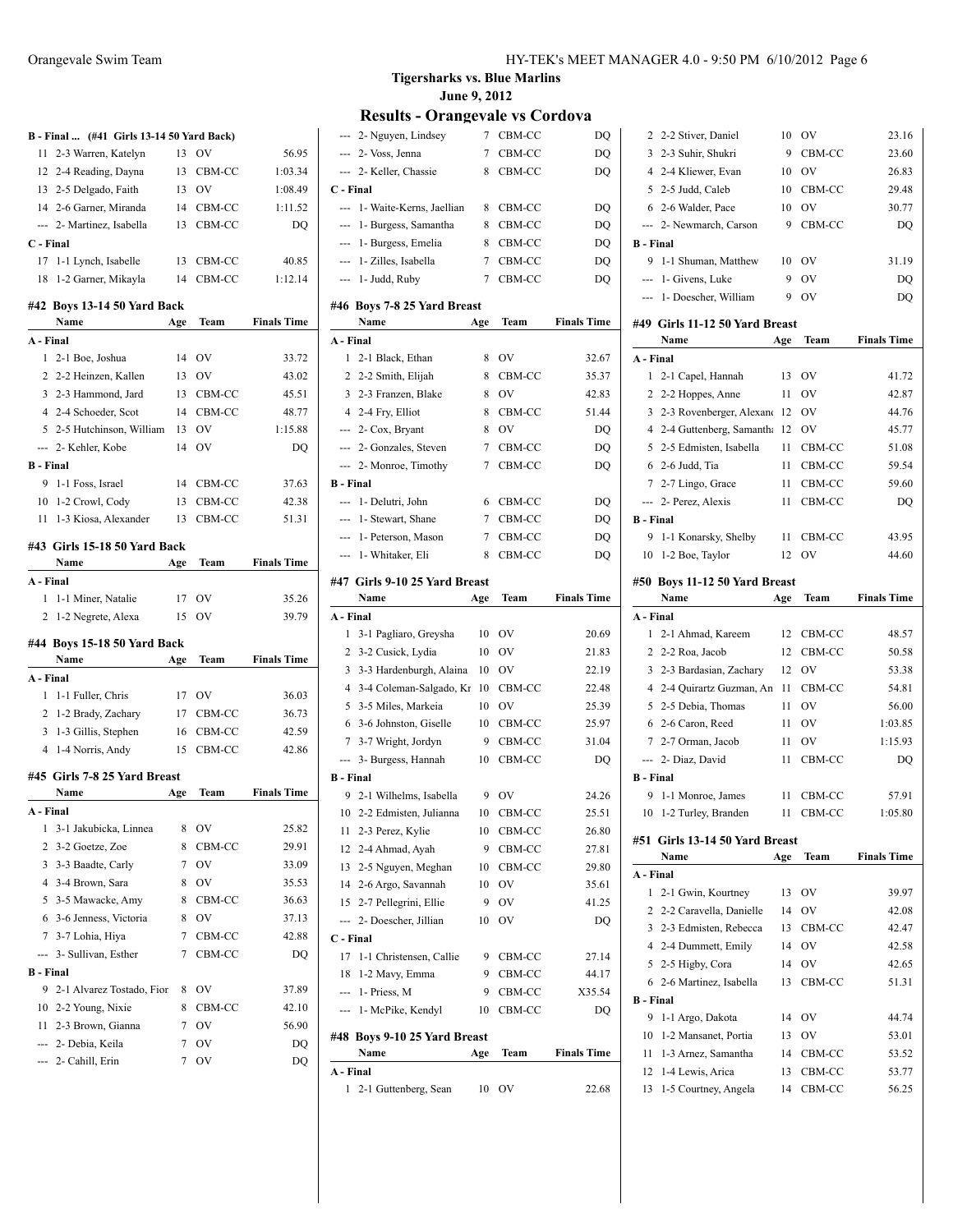# Tigersharks vs. Blue Marlins

June 9, 2012

## Results - Orangevale vs Cordova

### B - Final ... (#41 Girls 13-14 50 Yard Back)

| | Name | Age | Team | Finals Time |
|---|---|---|---|---|
| 11 | 2-3 Warren, Katelyn | 13 | OV | 56.95 |
| 12 | 2-4 Reading, Dayna | 13 | CBM-CC | 1:03.34 |
| 13 | 2-5 Delgado, Faith | 13 | OV | 1:08.49 |
| 14 | 2-6 Garner, Miranda | 14 | CBM-CC | 1:11.52 |
| --- | 2- Martinez, Isabella | 13 | CBM-CC | DQ |
| **C - Final** | | | | |
| 17 | 1-1 Lynch, Isabelle | 13 | CBM-CC | 40.85 |
| 18 | 1-2 Garner, Mikayla | 14 | CBM-CC | 1:12.14 |

### #42 Boys 13-14 50 Yard Back

| | Name | Age | Team | Finals Time |
|---|---|---|---|---|
| **A - Final** | | | | |
| 1 | 2-1 Boe, Joshua | 14 | OV | 33.72 |
| 2 | 2-2 Heinzen, Kallen | 13 | OV | 43.02 |
| 3 | 2-3 Hammond, Jard | 13 | CBM-CC | 45.51 |
| 4 | 2-4 Schoeder, Scot | 14 | CBM-CC | 48.77 |
| 5 | 2-5 Hutchinson, William | 13 | OV | 1:15.88 |
| --- | 2- Kehler, Kobe | 14 | OV | DQ |
| **B - Final** | | | | |
| 9 | 1-1 Foss, Israel | 14 | CBM-CC | 37.63 |
| 10 | 1-2 Crowl, Cody | 13 | CBM-CC | 42.38 |
| 11 | 1-3 Kiosa, Alexander | 13 | CBM-CC | 51.31 |

### #43 Girls 15-18 50 Yard Back

| | Name | Age | Team | Finals Time |
|---|---|---|---|---|
| **A - Final** | | | | |
| 1 | 1-1 Miner, Natalie | 17 | OV | 35.26 |
| 2 | 1-2 Negrete, Alexa | 15 | OV | 39.79 |

### #44 Boys 15-18 50 Yard Back

| | Name | Age | Team | Finals Time |
|---|---|---|---|---|
| **A - Final** | | | | |
| 1 | 1-1 Fuller, Chris | 17 | OV | 36.03 |
| 2 | 1-2 Brady, Zachary | 17 | CBM-CC | 36.73 |
| 3 | 1-3 Gillis, Stephen | 16 | CBM-CC | 42.59 |
| 4 | 1-4 Norris, Andy | 15 | CBM-CC | 42.86 |

### #45 Girls 7-8 25 Yard Breast

| | Name | Age | Team | Finals Time |
|---|---|---|---|---|
| **A - Final** | | | | |
| 1 | 3-1 Jakubicka, Linnea | 8 | OV | 25.82 |
| 2 | 3-2 Goetze, Zoe | 8 | CBM-CC | 29.91 |
| 3 | 3-3 Baadte, Carly | 7 | OV | 33.09 |
| 4 | 3-4 Brown, Sara | 8 | OV | 35.53 |
| 5 | 3-5 Mawacke, Amy | 8 | CBM-CC | 36.63 |
| 6 | 3-6 Jenness, Victoria | 8 | OV | 37.13 |
| 7 | 3-7 Lohia, Hiya | 7 | CBM-CC | 42.88 |
| --- | 3- Sullivan, Esther | 7 | CBM-CC | DQ |
| **B - Final** | | | | |
| 9 | 2-1 Alvarez Tostado, Fior | 8 | OV | 37.89 |
| 10 | 2-2 Young, Nixie | 8 | CBM-CC | 42.10 |
| 11 | 2-3 Brown, Gianna | 7 | OV | 56.90 |
| --- | 2- Debia, Keila | 7 | OV | DQ |
| --- | 2- Cahill, Erin | 7 | OV | DQ |
| --- | 2- Nguyen, Lindsey | 7 | CBM-CC | DQ |
| --- | 2- Voss, Jenna | 7 | CBM-CC | DQ |
| --- | 2- Keller, Chassie | 8 | CBM-CC | DQ |
| **C - Final** | | | | |
| --- | 1- Waite-Kerns, Jaellian | 8 | CBM-CC | DQ |
| --- | 1- Burgess, Samantha | 8 | CBM-CC | DQ |
| --- | 1- Burgess, Emelia | 8 | CBM-CC | DQ |
| --- | 1- Zilles, Isabella | 7 | CBM-CC | DQ |
| --- | 1- Judd, Ruby | 7 | CBM-CC | DQ |

### #46 Boys 7-8 25 Yard Breast

| | Name | Age | Team | Finals Time |
|---|---|---|---|---|
| **A - Final** | | | | |
| 1 | 2-1 Black, Ethan | 8 | OV | 32.67 |
| 2 | 2-2 Smith, Elijah | 8 | CBM-CC | 35.37 |
| 3 | 2-3 Franzen, Blake | 8 | OV | 42.83 |
| 4 | 2-4 Fry, Elliot | 8 | CBM-CC | 51.44 |
| --- | 2- Cox, Bryant | 8 | OV | DQ |
| --- | 2- Gonzales, Steven | 7 | CBM-CC | DQ |
| --- | 2- Monroe, Timothy | 7 | CBM-CC | DQ |
| **B - Final** | | | | |
| --- | 1- Delutri, John | 6 | CBM-CC | DQ |
| --- | 1- Stewart, Shane | 7 | CBM-CC | DQ |
| --- | 1- Peterson, Mason | 7 | CBM-CC | DQ |
| --- | 1- Whitaker, Eli | 8 | CBM-CC | DQ |

### #47 Girls 9-10 25 Yard Breast

| | Name | Age | Team | Finals Time |
|---|---|---|---|---|
| **A - Final** | | | | |
| 1 | 3-1 Pagliaro, Greysha | 10 | OV | 20.69 |
| 2 | 3-2 Cusick, Lydia | 10 | OV | 21.83 |
| 3 | 3-3 Hardenburgh, Alaina | 10 | OV | 22.19 |
| 4 | 3-4 Coleman-Salgado, Kr | 10 | CBM-CC | 22.48 |
| 5 | 3-5 Miles, Markeia | 10 | OV | 25.39 |
| 6 | 3-6 Johnston, Giselle | 10 | CBM-CC | 25.97 |
| 7 | 3-7 Wright, Jordyn | 9 | CBM-CC | 31.04 |
| --- | 3- Burgess, Hannah | 10 | CBM-CC | DQ |
| **B - Final** | | | | |
| 9 | 2-1 Wilhelms, Isabella | 9 | OV | 24.26 |
| 10 | 2-2 Edmisten, Julianna | 10 | CBM-CC | 25.51 |
| 11 | 2-3 Perez, Kylie | 10 | CBM-CC | 26.80 |
| 12 | 2-4 Ahmad, Ayah | 9 | CBM-CC | 27.81 |
| 13 | 2-5 Nguyen, Meghan | 10 | CBM-CC | 29.80 |
| 14 | 2-6 Argo, Savannah | 10 | OV | 35.61 |
| 15 | 2-7 Pellegrini, Ellie | 9 | OV | 41.25 |
| --- | 2- Doescher, Jillian | 10 | OV | DQ |
| **C - Final** | | | | |
| 17 | 1-1 Christensen, Callie | 9 | CBM-CC | 27.14 |
| 18 | 1-2 Mavy, Emma | 9 | CBM-CC | 44.17 |
| --- | 1- Priess, M | 9 | CBM-CC | X35.54 |
| --- | 1- McPike, Kendyl | 10 | CBM-CC | DQ |

### #48 Boys 9-10 25 Yard Breast

| | Name | Age | Team | Finals Time |
|---|---|---|---|---|
| **A - Final** | | | | |
| 1 | 2-1 Guttenberg, Sean | 10 | OV | 22.68 |
| 2 | 2-2 Stiver, Daniel | 10 | OV | 23.16 |
| 3 | 2-3 Suhir, Shukri | 9 | CBM-CC | 23.60 |
| 4 | 2-4 Kliewer, Evan | 10 | OV | 26.83 |
| 5 | 2-5 Judd, Caleb | 10 | CBM-CC | 29.48 |
| 6 | 2-6 Walder, Pace | 10 | OV | 30.77 |
| --- | 2- Newmarch, Carson | 9 | CBM-CC | DQ |
| **B - Final** | | | | |
| 9 | 1-1 Shuman, Matthew | 10 | OV | 31.19 |
| --- | 1- Givens, Luke | 9 | OV | DQ |
| --- | 1- Doescher, William | 9 | OV | DQ |

### #49 Girls 11-12 50 Yard Breast

| | Name | Age | Team | Finals Time |
|---|---|---|---|---|
| **A - Final** | | | | |
| 1 | 2-1 Capel, Hannah | 13 | OV | 41.72 |
| 2 | 2-2 Hoppes, Anne | 11 | OV | 42.87 |
| 3 | 2-3 Rovenberger, Alexanc | 12 | OV | 44.76 |
| 4 | 2-4 Guttenberg, Samantha | 12 | OV | 45.77 |
| 5 | 2-5 Edmisten, Isabella | 11 | CBM-CC | 51.08 |
| 6 | 2-6 Judd, Tia | 11 | CBM-CC | 59.54 |
| 7 | 2-7 Lingo, Grace | 11 | CBM-CC | 59.60 |
| --- | 2- Perez, Alexis | 11 | CBM-CC | DQ |
| **B - Final** | | | | |
| 9 | 1-1 Konarsky, Shelby | 11 | CBM-CC | 43.95 |
| 10 | 1-2 Boe, Taylor | 12 | OV | 44.60 |

### #50 Boys 11-12 50 Yard Breast

| | Name | Age | Team | Finals Time |
|---|---|---|---|---|
| **A - Final** | | | | |
| 1 | 2-1 Ahmad, Kareem | 12 | CBM-CC | 48.57 |
| 2 | 2-2 Roa, Jacob | 12 | CBM-CC | 50.58 |
| 3 | 2-3 Bardasian, Zachary | 12 | OV | 53.38 |
| 4 | 2-4 Quirartz Guzman, An | 11 | CBM-CC | 54.81 |
| 5 | 2-5 Debia, Thomas | 11 | OV | 56.00 |
| 6 | 2-6 Caron, Reed | 11 | OV | 1:03.85 |
| 7 | 2-7 Orman, Jacob | 11 | OV | 1:15.93 |
| --- | 2- Diaz, David | 11 | CBM-CC | DQ |
| **B - Final** | | | | |
| 9 | 1-1 Monroe, James | 11 | CBM-CC | 57.91 |
| 10 | 1-2 Turley, Branden | 11 | CBM-CC | 1:05.80 |

### #51 Girls 13-14 50 Yard Breast

| | Name | Age | Team | Finals Time |
|---|---|---|---|---|
| **A - Final** | | | | |
| 1 | 2-1 Gwin, Kourtney | 13 | OV | 39.97 |
| 2 | 2-2 Caravella, Danielle | 14 | OV | 42.08 |
| 3 | 2-3 Edmisten, Rebecca | 13 | CBM-CC | 42.47 |
| 4 | 2-4 Dummett, Emily | 14 | OV | 42.58 |
| 5 | 2-5 Higby, Cora | 14 | OV | 42.65 |
| 6 | 2-6 Martinez, Isabella | 13 | CBM-CC | 51.31 |
| **B - Final** | | | | |
| 9 | 1-1 Argo, Dakota | 14 | OV | 44.74 |
| 10 | 1-2 Mansanet, Portia | 13 | OV | 53.01 |
| 11 | 1-3 Arnez, Samantha | 14 | CBM-CC | 53.52 |
| 12 | 1-4 Lewis, Arica | 13 | CBM-CC | 53.77 |
| 13 | 1-5 Courtney, Angela | 14 | CBM-CC | 56.25 |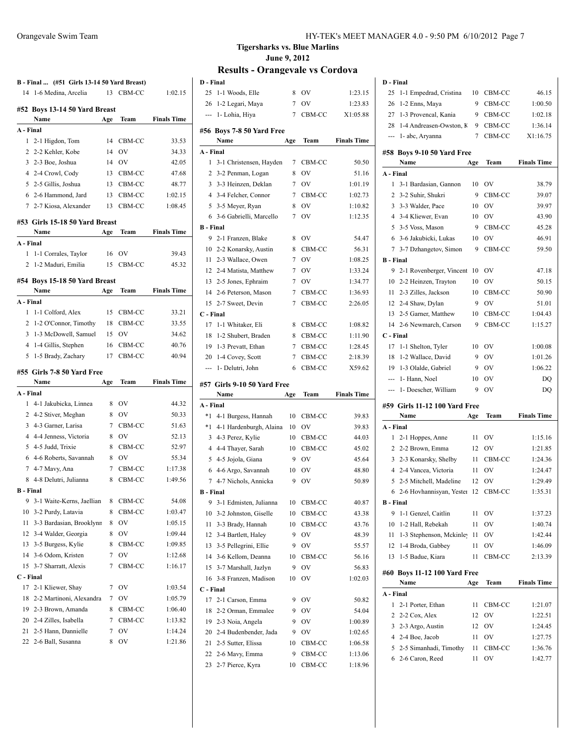## Tigersharks vs. Blue Marlins

June 9, 2012

## Results - Orangevale vs Cordova

**B - Final ... (#51 Girls 13-14 50 Yard Breast)**

| | Name | Age | Team | Finals Time |
|---|---|---|---|---|
| 14 | 1-6 Medina, Arcelia | 13 | CBM-CC | 1:02.15 |

### #52 Boys 13-14 50 Yard Breast

| | Name | Age | Team | Finals Time |
|---|---|---|---|---|
| **A - Final** | | | | |
| 1 | 2-1 Higdon, Tom | 14 | CBM-CC | 33.53 |
| 2 | 2-2 Kehler, Kobe | 14 | OV | 34.33 |
| 3 | 2-3 Boe, Joshua | 14 | OV | 42.05 |
| 4 | 2-4 Crowl, Cody | 13 | CBM-CC | 47.68 |
| 5 | 2-5 Gillis, Joshua | 13 | CBM-CC | 48.77 |
| 6 | 2-6 Hammond, Jard | 13 | CBM-CC | 1:02.15 |
| 7 | 2-7 Kiosa, Alexander | 13 | CBM-CC | 1:08.45 |

### #53 Girls 15-18 50 Yard Breast

| | Name | Age | Team | Finals Time |
|---|---|---|---|---|
| **A - Final** | | | | |
| 1 | 1-1 Corrales, Taylor | 16 | OV | 39.43 |
| 2 | 1-2 Maduri, Emilia | 15 | CBM-CC | 45.32 |

### #54 Boys 15-18 50 Yard Breast

| | Name | Age | Team | Finals Time |
|---|---|---|---|---|
| **A - Final** | | | | |
| 1 | 1-1 Colford, Alex | 15 | CBM-CC | 33.21 |
| 2 | 1-2 O'Connor, Timothy | 18 | CBM-CC | 33.55 |
| 3 | 1-3 McDowell, Samuel | 15 | OV | 34.62 |
| 4 | 1-4 Gillis, Stephen | 16 | CBM-CC | 40.76 |
| 5 | 1-5 Brady, Zachary | 17 | CBM-CC | 40.94 |

### #55 Girls 7-8 50 Yard Free

| | Name | Age | Team | Finals Time |
|---|---|---|---|---|
| **A - Final** | | | | |
| 1 | 4-1 Jakubicka, Linnea | 8 | OV | 44.32 |
| 2 | 4-2 Stiver, Meghan | 8 | OV | 50.33 |
| 3 | 4-3 Garner, Larisa | 7 | CBM-CC | 51.63 |
| 4 | 4-4 Jenness, Victoria | 8 | OV | 52.13 |
| 5 | 4-5 Judd, Trixie | 8 | CBM-CC | 52.97 |
| 6 | 4-6 Roberts, Savannah | 8 | OV | 55.34 |
| 7 | 4-7 Mavy, Ana | 7 | CBM-CC | 1:17.38 |
| 8 | 4-8 Delutri, Julianna | 8 | CBM-CC | 1:49.56 |
| **B - Final** | | | | |
| 9 | 3-1 Waite-Kerns, Jaellian | 8 | CBM-CC | 54.08 |
| 10 | 3-2 Purdy, Latavia | 8 | CBM-CC | 1:03.47 |
| 11 | 3-3 Bardasian, Brooklynn | 8 | OV | 1:05.15 |
| 12 | 3-4 Walder, Georgia | 8 | OV | 1:09.44 |
| 13 | 3-5 Burgess, Kylie | 8 | CBM-CC | 1:09.85 |
| 14 | 3-6 Odom, Kristen | 7 | OV | 1:12.68 |
| 15 | 3-7 Sharratt, Alexis | 7 | CBM-CC | 1:16.17 |
| **C - Final** | | | | |
| 17 | 2-1 Kliewer, Shay | 7 | OV | 1:03.54 |
| 18 | 2-2 Martinoni, Alexandra | 7 | OV | 1:05.79 |
| 19 | 2-3 Brown, Amanda | 8 | CBM-CC | 1:06.40 |
| 20 | 2-4 Zilles, Isabella | 7 | CBM-CC | 1:13.82 |
| 21 | 2-5 Hann, Dannielle | 7 | OV | 1:14.24 |
| 22 | 2-6 Ball, Susanna | 8 | OV | 1:21.86 |
| **D - Final** | | | | |
| 25 | 1-1 Woods, Elle | 8 | OV | 1:23.15 |
| 26 | 1-2 Legari, Maya | 7 | OV | 1:23.83 |
| --- | 1- Lohia, Hiya | 7 | CBM-CC | X1:05.88 |

### #56 Boys 7-8 50 Yard Free

| | Name | Age | Team | Finals Time |
|---|---|---|---|---|
| **A - Final** | | | | |
| 1 | 3-1 Christensen, Hayden | 7 | CBM-CC | 50.50 |
| 2 | 3-2 Penman, Logan | 8 | OV | 51.16 |
| 3 | 3-3 Heinzen, Deklan | 7 | OV | 1:01.19 |
| 4 | 3-4 Felcher, Connor | 7 | CBM-CC | 1:02.73 |
| 5 | 3-5 Meyer, Ryan | 8 | OV | 1:10.82 |
| 6 | 3-6 Gabrielli, Marcello | 7 | OV | 1:12.35 |
| **B - Final** | | | | |
| 9 | 2-1 Franzen, Blake | 8 | OV | 54.47 |
| 10 | 2-2 Konarsky, Austin | 8 | CBM-CC | 56.31 |
| 11 | 2-3 Wallace, Owen | 7 | OV | 1:08.25 |
| 12 | 2-4 Matista, Matthew | 7 | OV | 1:33.24 |
| 13 | 2-5 Jones, Ephraim | 7 | OV | 1:34.77 |
| 14 | 2-6 Peterson, Mason | 7 | CBM-CC | 1:36.93 |
| 15 | 2-7 Sweet, Devin | 7 | CBM-CC | 2:26.05 |
| **C - Final** | | | | |
| 17 | 1-1 Whitaker, Eli | 8 | CBM-CC | 1:08.82 |
| 18 | 1-2 Shubert, Braden | 8 | CBM-CC | 1:11.90 |
| 19 | 1-3 Prevatt, Ethan | 7 | CBM-CC | 1:28.45 |
| 20 | 1-4 Covey, Scott | 7 | CBM-CC | 2:18.39 |
| --- | 1- Delutri, John | 6 | CBM-CC | X59.62 |

### #57 Girls 9-10 50 Yard Free

| | Name | Age | Team | Finals Time |
|---|---|---|---|---|
| **A - Final** | | | | |
| *1 | 4-1 Burgess, Hannah | 10 | CBM-CC | 39.83 |
| *1 | 4-1 Hardenburgh, Alaina | 10 | OV | 39.83 |
| 3 | 4-3 Perez, Kylie | 10 | CBM-CC | 44.03 |
| 4 | 4-4 Thayer, Sarah | 10 | CBM-CC | 45.02 |
| 5 | 4-5 Jojola, Giana | 9 | OV | 45.64 |
| 6 | 4-6 Argo, Savannah | 10 | OV | 48.80 |
| 7 | 4-7 Nichols, Annicka | 9 | OV | 50.89 |
| **B - Final** | | | | |
| 9 | 3-1 Edmisten, Julianna | 10 | CBM-CC | 40.87 |
| 10 | 3-2 Johnston, Giselle | 10 | CBM-CC | 43.38 |
| 11 | 3-3 Brady, Hannah | 10 | CBM-CC | 43.76 |
| 12 | 3-4 Bartlett, Haley | 9 | OV | 48.39 |
| 13 | 3-5 Pellegrini, Ellie | 9 | OV | 55.57 |
| 14 | 3-6 Kellom, Deanna | 10 | CBM-CC | 56.16 |
| 15 | 3-7 Marshall, Jazlyn | 9 | OV | 56.83 |
| 16 | 3-8 Franzen, Madison | 10 | OV | 1:02.03 |
| **C - Final** | | | | |
| 17 | 2-1 Carson, Emma | 9 | OV | 50.82 |
| 18 | 2-2 Orman, Emmalee | 9 | OV | 54.04 |
| 19 | 2-3 Noia, Angela | 9 | OV | 1:00.89 |
| 20 | 2-4 Budenbender, Jada | 9 | OV | 1:02.65 |
| 21 | 2-5 Sutter, Elissa | 10 | CBM-CC | 1:06.58 |
| 22 | 2-6 Mavy, Emma | 9 | CBM-CC | 1:13.06 |
| 23 | 2-7 Pierce, Kyra | 10 | CBM-CC | 1:18.96 |
| **D - Final** | | | | |
| 25 | 1-1 Empedrad, Cristina | 10 | CBM-CC | 46.15 |
| 26 | 1-2 Enns, Maya | 9 | CBM-CC | 1:00.50 |
| 27 | 1-3 Provencal, Kania | 9 | CBM-CC | 1:02.18 |
| 28 | 1-4 Andreasen-Owston, K | 9 | CBM-CC | 1:36.14 |
| --- | 1- abc, Aryanna | 7 | CBM-CC | X1:16.75 |

### #58 Boys 9-10 50 Yard Free

| | Name | Age | Team | Finals Time |
|---|---|---|---|---|
| **A - Final** | | | | |
| 1 | 3-1 Bardasian, Gannon | 10 | OV | 38.79 |
| 2 | 3-2 Suhir, Shukri | 9 | CBM-CC | 39.07 |
| 3 | 3-3 Walder, Pace | 10 | OV | 39.97 |
| 4 | 3-4 Kliewer, Evan | 10 | OV | 43.90 |
| 5 | 3-5 Voss, Mason | 9 | CBM-CC | 45.28 |
| 6 | 3-6 Jakubicki, Lukas | 10 | OV | 46.91 |
| 7 | 3-7 Dzhangetov, Simon | 9 | CBM-CC | 59.50 |
| **B - Final** | | | | |
| 9 | 2-1 Rovenberger, Vincent | 10 | OV | 47.18 |
| 10 | 2-2 Heinzen, Trayton | 10 | OV | 50.15 |
| 11 | 2-3 Zilles, Jackson | 10 | CBM-CC | 50.90 |
| 12 | 2-4 Shaw, Dylan | 9 | OV | 51.01 |
| 13 | 2-5 Garner, Matthew | 10 | CBM-CC | 1:04.43 |
| 14 | 2-6 Newmarch, Carson | 9 | CBM-CC | 1:15.27 |
| **C - Final** | | | | |
| 17 | 1-1 Shelton, Tyler | 10 | OV | 1:00.08 |
| 18 | 1-2 Wallace, David | 9 | OV | 1:01.26 |
| 19 | 1-3 Olalde, Gabriel | 9 | OV | 1:06.22 |
| --- | 1- Hann, Noel | 10 | OV | DQ |
| --- | 1- Doescher, William | 9 | OV | DQ |

### #59 Girls 11-12 100 Yard Free

| | Name | Age | Team | Finals Time |
|---|---|---|---|---|
| **A - Final** | | | | |
| 1 | 2-1 Hoppes, Anne | 11 | OV | 1:15.16 |
| 2 | 2-2 Brown, Emma | 12 | OV | 1:21.85 |
| 3 | 2-3 Konarsky, Shelby | 11 | CBM-CC | 1:24.36 |
| 4 | 2-4 Vancea, Victoria | 11 | OV | 1:24.47 |
| 5 | 2-5 Mitchell, Madeline | 12 | OV | 1:29.49 |
| 6 | 2-6 Hovhannisyan, Yester | 12 | CBM-CC | 1:35.31 |
| **B - Final** | | | | |
| 9 | 1-1 Genzel, Caitlin | 11 | OV | 1:37.23 |
| 10 | 1-2 Hall, Rebekah | 11 | OV | 1:40.74 |
| 11 | 1-3 Stephenson, Mckinley | 11 | OV | 1:42.44 |
| 12 | 1-4 Broda, Gabbey | 11 | OV | 1:46.09 |
| 13 | 1-5 Badue, Kiara | 11 | CBM-CC | 2:13.39 |

### #60 Boys 11-12 100 Yard Free

| | Name | Age | Team | Finals Time |
|---|---|---|---|---|
| **A - Final** | | | | |
| 1 | 2-1 Porter, Ethan | 11 | CBM-CC | 1:21.07 |
| 2 | 2-2 Cox, Alex | 12 | OV | 1:22.51 |
| 3 | 2-3 Argo, Austin | 12 | OV | 1:24.45 |
| 4 | 2-4 Boe, Jacob | 11 | OV | 1:27.75 |
| 5 | 2-5 Simanhadi, Timothy | 11 | CBM-CC | 1:36.76 |
| 6 | 2-6 Caron, Reed | 11 | OV | 1:42.77 |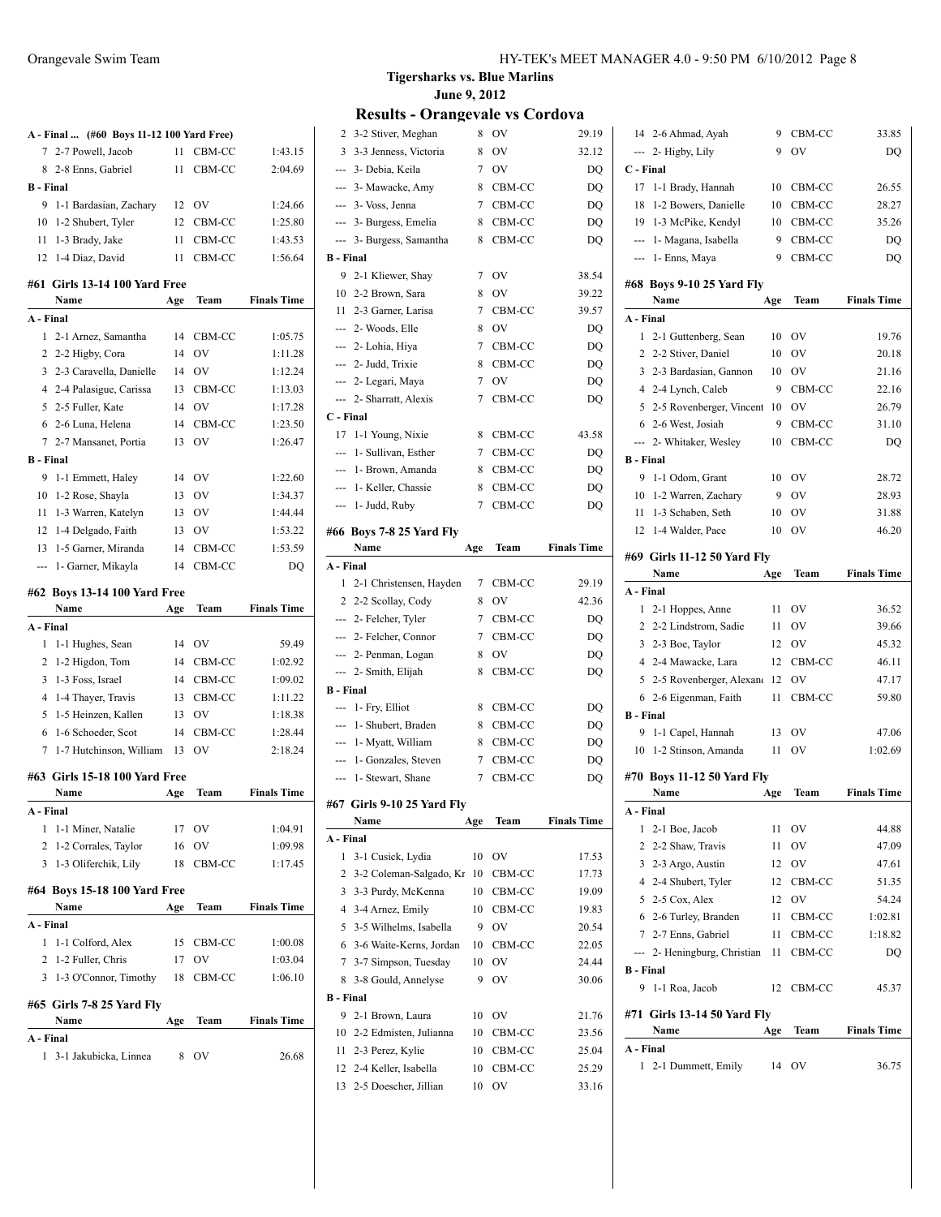## Tigersharks vs. Blue Marlins

June 9, 2012

## Results - Orangevale vs Cordova

### A - Final ... (#60 Boys 11-12 100 Yard Free)

| Place | Name | Age | Team | Finals Time |
|---|---|---|---|---|
| 7 | 2-7 Powell, Jacob | 11 | CBM-CC | 1:43.15 |
| 8 | 2-8 Enns, Gabriel | 11 | CBM-CC | 2:04.69 |
| **B - Final** | | | | |
| 9 | 1-1 Bardasian, Zachary | 12 | OV | 1:24.66 |
| 10 | 1-2 Shubert, Tyler | 12 | CBM-CC | 1:25.80 |
| 11 | 1-3 Brady, Jake | 11 | CBM-CC | 1:43.53 |
| 12 | 1-4 Diaz, David | 11 | CBM-CC | 1:56.64 |

### #61 Girls 13-14 100 Yard Free

| Place | Name | Age | Team | Finals Time |
|---|---|---|---|---|
| **A - Final** | | | | |
| 1 | 2-1 Arnez, Samantha | 14 | CBM-CC | 1:05.75 |
| 2 | 2-2 Higby, Cora | 14 | OV | 1:11.28 |
| 3 | 2-3 Caravella, Danielle | 14 | OV | 1:12.24 |
| 4 | 2-4 Palasigue, Carissa | 13 | CBM-CC | 1:13.03 |
| 5 | 2-5 Fuller, Kate | 14 | OV | 1:17.28 |
| 6 | 2-6 Luna, Helena | 14 | CBM-CC | 1:23.50 |
| 7 | 2-7 Mansanet, Portia | 13 | OV | 1:26.47 |
| **B - Final** | | | | |
| 9 | 1-1 Emmett, Haley | 14 | OV | 1:22.60 |
| 10 | 1-2 Rose, Shayla | 13 | OV | 1:34.37 |
| 11 | 1-3 Warren, Katelyn | 13 | OV | 1:44.44 |
| 12 | 1-4 Delgado, Faith | 13 | OV | 1:53.22 |
| 13 | 1-5 Garner, Miranda | 14 | CBM-CC | 1:53.59 |
| --- | 1- Garner, Mikayla | 14 | CBM-CC | DQ |

### #62 Boys 13-14 100 Yard Free

| Place | Name | Age | Team | Finals Time |
|---|---|---|---|---|
| **A - Final** | | | | |
| 1 | 1-1 Hughes, Sean | 14 | OV | 59.49 |
| 2 | 1-2 Higdon, Tom | 14 | CBM-CC | 1:02.92 |
| 3 | 1-3 Foss, Israel | 14 | CBM-CC | 1:09.02 |
| 4 | 1-4 Thayer, Travis | 13 | CBM-CC | 1:11.22 |
| 5 | 1-5 Heinzen, Kallen | 13 | OV | 1:18.38 |
| 6 | 1-6 Schoeder, Scot | 14 | CBM-CC | 1:28.44 |
| 7 | 1-7 Hutchinson, William | 13 | OV | 2:18.24 |

### #63 Girls 15-18 100 Yard Free

| Place | Name | Age | Team | Finals Time |
|---|---|---|---|---|
| **A - Final** | | | | |
| 1 | 1-1 Miner, Natalie | 17 | OV | 1:04.91 |
| 2 | 1-2 Corrales, Taylor | 16 | OV | 1:09.98 |
| 3 | 1-3 Oliferchik, Lily | 18 | CBM-CC | 1:17.45 |

### #64 Boys 15-18 100 Yard Free

| Place | Name | Age | Team | Finals Time |
|---|---|---|---|---|
| **A - Final** | | | | |
| 1 | 1-1 Colford, Alex | 15 | CBM-CC | 1:00.08 |
| 2 | 1-2 Fuller, Chris | 17 | OV | 1:03.04 |
| 3 | 1-3 O'Connor, Timothy | 18 | CBM-CC | 1:06.10 |

### #65 Girls 7-8 25 Yard Fly

| Place | Name | Age | Team | Finals Time |
|---|---|---|---|---|
| **A - Final** | | | | |
| 1 | 3-1 Jakubicka, Linnea | 8 | OV | 26.68 |
| 2 | 3-2 Stiver, Meghan | 8 | OV | 29.19 |
| 3 | 3-3 Jenness, Victoria | 8 | OV | 32.12 |
| --- | 3- Debia, Keila | 7 | OV | DQ |
| --- | 3- Mawacke, Amy | 8 | CBM-CC | DQ |
| --- | 3- Voss, Jenna | 7 | CBM-CC | DQ |
| --- | 3- Burgess, Emelia | 8 | CBM-CC | DQ |
| --- | 3- Burgess, Samantha | 8 | CBM-CC | DQ |
| **B - Final** | | | | |
| 9 | 2-1 Kliewer, Shay | 7 | OV | 38.54 |
| 10 | 2-2 Brown, Sara | 8 | OV | 39.22 |
| 11 | 2-3 Garner, Larisa | 7 | CBM-CC | 39.57 |
| --- | 2- Woods, Elle | 8 | OV | DQ |
| --- | 2- Lohia, Hiya | 7 | CBM-CC | DQ |
| --- | 2- Judd, Trixie | 8 | CBM-CC | DQ |
| --- | 2- Legari, Maya | 7 | OV | DQ |
| --- | 2- Sharratt, Alexis | 7 | CBM-CC | DQ |
| **C - Final** | | | | |
| 17 | 1-1 Young, Nixie | 8 | CBM-CC | 43.58 |
| --- | 1- Sullivan, Esther | 7 | CBM-CC | DQ |
| --- | 1- Brown, Amanda | 8 | CBM-CC | DQ |
| --- | 1- Keller, Chassie | 8 | CBM-CC | DQ |
| --- | 1- Judd, Ruby | 7 | CBM-CC | DQ |

### #66 Boys 7-8 25 Yard Fly

| Place | Name | Age | Team | Finals Time |
|---|---|---|---|---|
| **A - Final** | | | | |
| 1 | 2-1 Christensen, Hayden | 7 | CBM-CC | 29.19 |
| 2 | 2-2 Scollay, Cody | 8 | OV | 42.36 |
| --- | 2- Felcher, Tyler | 7 | CBM-CC | DQ |
| --- | 2- Felcher, Connor | 7 | CBM-CC | DQ |
| --- | 2- Penman, Logan | 8 | OV | DQ |
| --- | 2- Smith, Elijah | 8 | CBM-CC | DQ |
| **B - Final** | | | | |
| --- | 1- Fry, Elliot | 8 | CBM-CC | DQ |
| --- | 1- Shubert, Braden | 8 | CBM-CC | DQ |
| --- | 1- Myatt, William | 8 | CBM-CC | DQ |
| --- | 1- Gonzales, Steven | 7 | CBM-CC | DQ |
| --- | 1- Stewart, Shane | 7 | CBM-CC | DQ |

### #67 Girls 9-10 25 Yard Fly

| Place | Name | Age | Team | Finals Time |
|---|---|---|---|---|
| **A - Final** | | | | |
| 1 | 3-1 Cusick, Lydia | 10 | OV | 17.53 |
| 2 | 3-2 Coleman-Salgado, Kr | 10 | CBM-CC | 17.73 |
| 3 | 3-3 Purdy, McKenna | 10 | CBM-CC | 19.09 |
| 4 | 3-4 Arnez, Emily | 10 | CBM-CC | 19.83 |
| 5 | 3-5 Wilhelms, Isabella | 9 | OV | 20.54 |
| 6 | 3-6 Waite-Kerns, Jordan | 10 | CBM-CC | 22.05 |
| 7 | 3-7 Simpson, Tuesday | 10 | OV | 24.44 |
| 8 | 3-8 Gould, Annelyse | 9 | OV | 30.06 |
| **B - Final** | | | | |
| 9 | 2-1 Brown, Laura | 10 | OV | 21.76 |
| 10 | 2-2 Edmisten, Julianna | 10 | CBM-CC | 23.56 |
| 11 | 2-3 Perez, Kylie | 10 | CBM-CC | 25.04 |
| 12 | 2-4 Keller, Isabella | 10 | CBM-CC | 25.29 |
| 13 | 2-5 Doescher, Jillian | 10 | OV | 33.16 |
| 14 | 2-6 Ahmad, Ayah | 9 | CBM-CC | 33.85 |
| --- | 2- Higby, Lily | 9 | OV | DQ |
| **C - Final** | | | | |
| 17 | 1-1 Brady, Hannah | 10 | CBM-CC | 26.55 |
| 18 | 1-2 Bowers, Danielle | 10 | CBM-CC | 28.27 |
| 19 | 1-3 McPike, Kendyl | 10 | CBM-CC | 35.26 |
| --- | 1- Magana, Isabella | 9 | CBM-CC | DQ |
| --- | 1- Enns, Maya | 9 | CBM-CC | DQ |

### #68 Boys 9-10 25 Yard Fly

| Place | Name | Age | Team | Finals Time |
|---|---|---|---|---|
| **A - Final** | | | | |
| 1 | 2-1 Guttenberg, Sean | 10 | OV | 19.76 |
| 2 | 2-2 Stiver, Daniel | 10 | OV | 20.18 |
| 3 | 2-3 Bardasian, Gannon | 10 | OV | 21.16 |
| 4 | 2-4 Lynch, Caleb | 9 | CBM-CC | 22.16 |
| 5 | 2-5 Rovenberger, Vincent | 10 | OV | 26.79 |
| 6 | 2-6 West, Josiah | 9 | CBM-CC | 31.10 |
| --- | 2- Whitaker, Wesley | 10 | CBM-CC | DQ |
| **B - Final** | | | | |
| 9 | 1-1 Odom, Grant | 10 | OV | 28.72 |
| 10 | 1-2 Warren, Zachary | 9 | OV | 28.93 |
| 11 | 1-3 Schaben, Seth | 10 | OV | 31.88 |
| 12 | 1-4 Walder, Pace | 10 | OV | 46.20 |

### #69 Girls 11-12 50 Yard Fly

| Place | Name | Age | Team | Finals Time |
|---|---|---|---|---|
| **A - Final** | | | | |
| 1 | 2-1 Hoppes, Anne | 11 | OV | 36.52 |
| 2 | 2-2 Lindstrom, Sadie | 11 | OV | 39.66 |
| 3 | 2-3 Boe, Taylor | 12 | OV | 45.32 |
| 4 | 2-4 Mawacke, Lara | 12 | CBM-CC | 46.11 |
| 5 | 2-5 Rovenberger, Alexan | 12 | OV | 47.17 |
| 6 | 2-6 Eigenman, Faith | 11 | CBM-CC | 59.80 |
| **B - Final** | | | | |
| 9 | 1-1 Capel, Hannah | 13 | OV | 47.06 |
| 10 | 1-2 Stinson, Amanda | 11 | OV | 1:02.69 |

### #70 Boys 11-12 50 Yard Fly

| Place | Name | Age | Team | Finals Time |
|---|---|---|---|---|
| **A - Final** | | | | |
| 1 | 2-1 Boe, Jacob | 11 | OV | 44.88 |
| 2 | 2-2 Shaw, Travis | 11 | OV | 47.09 |
| 3 | 2-3 Argo, Austin | 12 | OV | 47.61 |
| 4 | 2-4 Shubert, Tyler | 12 | CBM-CC | 51.35 |
| 5 | 2-5 Cox, Alex | 12 | OV | 54.24 |
| 6 | 2-6 Turley, Branden | 11 | CBM-CC | 1:02.81 |
| 7 | 2-7 Enns, Gabriel | 11 | CBM-CC | 1:18.82 |
| --- | 2- Heningburg, Christian | 11 | CBM-CC | DQ |
| **B - Final** | | | | |
| 9 | 1-1 Roa, Jacob | 12 | CBM-CC | 45.37 |

### #71 Girls 13-14 50 Yard Fly

| Place | Name | Age | Team | Finals Time |
|---|---|---|---|---|
| **A - Final** | | | | |
| 1 | 2-1 Dummett, Emily | 14 | OV | 36.75 |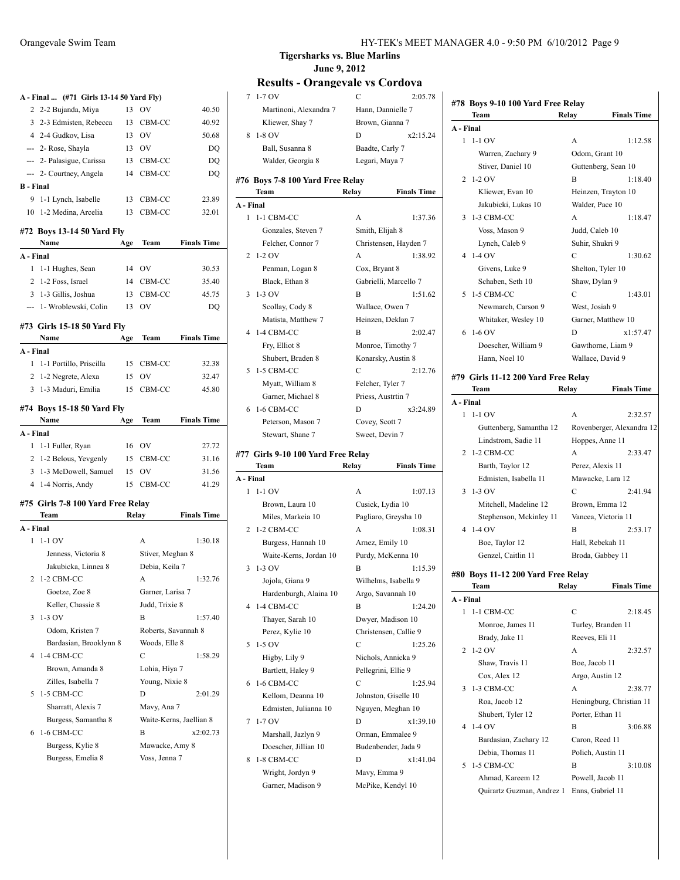**Tigersharks vs. Blue Marlins**
**June 9, 2012**

## Results - Orangevale vs Cordova

**A - Final ... (#71 Girls 13-14 50 Yard Fly)**

| | Name | Age | Team | Finals Time |
|---|---|---|---|---|
| 2 | 2-2 Bujanda, Miya | 13 | OV | 40.50 |
| 3 | 2-3 Edmisten, Rebecca | 13 | CBM-CC | 40.92 |
| 4 | 2-4 Gudkov, Lisa | 13 | OV | 50.68 |
| --- | 2- Rose, Shayla | 13 | OV | DQ |
| --- | 2- Palasigue, Carissa | 13 | CBM-CC | DQ |
| --- | 2- Courtney, Angela | 14 | CBM-CC | DQ |
| **B - Final** | | | | |
| 9 | 1-1 Lynch, Isabelle | 13 | CBM-CC | 23.89 |
| 10 | 1-2 Medina, Arcelia | 13 | CBM-CC | 32.01 |

### #72 Boys 13-14 50 Yard Fly

| | Name | Age | Team | Finals Time |
|---|---|---|---|---|
| **A - Final** | | | | |
| 1 | 1-1 Hughes, Sean | 14 | OV | 30.53 |
| 2 | 1-2 Foss, Israel | 14 | CBM-CC | 35.40 |
| 3 | 1-3 Gillis, Joshua | 13 | CBM-CC | 45.75 |
| --- | 1- Wroblewski, Colin | 13 | OV | DQ |

### #73 Girls 15-18 50 Yard Fly

| | Name | Age | Team | Finals Time |
|---|---|---|---|---|
| **A - Final** | | | | |
| 1 | 1-1 Portillo, Priscilla | 15 | CBM-CC | 32.38 |
| 2 | 1-2 Negrete, Alexa | 15 | OV | 32.47 |
| 3 | 1-3 Maduri, Emilia | 15 | CBM-CC | 45.80 |

### #74 Boys 15-18 50 Yard Fly

| | Name | Age | Team | Finals Time |
|---|---|---|---|---|
| **A - Final** | | | | |
| 1 | 1-1 Fuller, Ryan | 16 | OV | 27.72 |
| 2 | 1-2 Belous, Yevgenly | 15 | CBM-CC | 31.16 |
| 3 | 1-3 McDowell, Samuel | 15 | OV | 31.56 |
| 4 | 1-4 Norris, Andy | 15 | CBM-CC | 41.29 |

### #75 Girls 7-8 100 Yard Free Relay

| | Team | Relay | Finals Time |
|---|---|---|---|
| **A - Final** | | | |
| 1 | 1-1 OV | A | 1:30.18 |
| | Jenness, Victoria 8 | Stiver, Meghan 8 | |
| | Jakubicka, Linnea 8 | Debia, Keila 7 | |
| 2 | 1-2 CBM-CC | A | 1:32.76 |
| | Goetze, Zoe 8 | Garner, Larisa 7 | |
| | Keller, Chassie 8 | Judd, Trixie 8 | |
| 3 | 1-3 OV | B | 1:57.40 |
| | Odom, Kristen 7 | Roberts, Savannah 8 | |
| | Bardasian, Brooklynn 8 | Woods, Elle 8 | |
| 4 | 1-4 CBM-CC | C | 1:58.29 |
| | Brown, Amanda 8 | Lohia, Hiya 7 | |
| | Zilles, Isabella 7 | Young, Nixie 8 | |
| 5 | 1-5 CBM-CC | D | 2:01.29 |
| | Sharratt, Alexis 7 | Mavy, Ana 7 | |
| | Burgess, Samantha 8 | Waite-Kerns, Jaellian 8 | |
| 6 | 1-6 CBM-CC | B | x2:02.73 |
| | Burgess, Kylie 8 | Mawacke, Amy 8 | |
| | Burgess, Emelia 8 | Voss, Jenna 7 | |
| 7 | 1-7 OV | C | 2:05.78 |
| | Martinoni, Alexandra 7 | Hann, Dannielle 7 | |
| | Kliewer, Shay 7 | Brown, Gianna 7 | |
| 8 | 1-8 OV | D | x2:15.24 |
| | Ball, Susanna 8 | Baadte, Carly 7 | |
| | Walder, Georgia 8 | Legari, Maya 7 | |

### #76 Boys 7-8 100 Yard Free Relay

| | Team | Relay | Finals Time |
|---|---|---|---|
| **A - Final** | | | |
| 1 | 1-1 CBM-CC | A | 1:37.36 |
| | Gonzales, Steven 7 | Smith, Elijah 8 | |
| | Felcher, Connor 7 | Christensen, Hayden 7 | |
| 2 | 1-2 OV | A | 1:38.92 |
| | Penman, Logan 8 | Cox, Bryant 8 | |
| | Black, Ethan 8 | Gabrielli, Marcello 7 | |
| 3 | 1-3 OV | B | 1:51.62 |
| | Scollay, Cody 8 | Wallace, Owen 7 | |
| | Matista, Matthew 7 | Heinzen, Deklan 7 | |
| 4 | 1-4 CBM-CC | B | 2:02.47 |
| | Fry, Elliot 8 | Monroe, Timothy 7 | |
| | Shubert, Braden 8 | Konarsky, Austin 8 | |
| 5 | 1-5 CBM-CC | C | 2:12.76 |
| | Myatt, William 8 | Felcher, Tyler 7 | |
| | Garner, Michael 8 | Priess, Austrtin 7 | |
| 6 | 1-6 CBM-CC | D | x3:24.89 |
| | Peterson, Mason 7 | Covey, Scott 7 | |
| | Stewart, Shane 7 | Sweet, Devin 7 | |

### #77 Girls 9-10 100 Yard Free Relay

| | Team | Relay | Finals Time |
|---|---|---|---|
| **A - Final** | | | |
| 1 | 1-1 OV | A | 1:07.13 |
| | Brown, Laura 10 | Cusick, Lydia 10 | |
| | Miles, Markeia 10 | Pagliaro, Greysha 10 | |
| 2 | 1-2 CBM-CC | A | 1:08.31 |
| | Burgess, Hannah 10 | Arnez, Emily 10 | |
| | Waite-Kerns, Jordan 10 | Purdy, McKenna 10 | |
| 3 | 1-3 OV | B | 1:15.39 |
| | Jojola, Giana 9 | Wilhelms, Isabella 9 | |
| | Hardenburgh, Alaina 10 | Argo, Savannah 10 | |
| 4 | 1-4 CBM-CC | B | 1:24.20 |
| | Thayer, Sarah 10 | Dwyer, Madison 10 | |
| | Perez, Kylie 10 | Christensen, Callie 9 | |
| 5 | 1-5 OV | C | 1:25.26 |
| | Higby, Lily 9 | Nichols, Annicka 9 | |
| | Bartlett, Haley 9 | Pellegrini, Ellie 9 | |
| 6 | 1-6 CBM-CC | C | 1:25.94 |
| | Kellom, Deanna 10 | Johnston, Giselle 10 | |
| | Edmisten, Julianna 10 | Nguyen, Meghan 10 | |
| 7 | 1-7 OV | D | x1:39.10 |
| | Marshall, Jazlyn 9 | Orman, Emmalee 9 | |
| | Doescher, Jillian 10 | Budenbender, Jada 9 | |
| 8 | 1-8 CBM-CC | D | x1:41.04 |
| | Wright, Jordyn 9 | Mavy, Emma 9 | |
| | Garner, Madison 9 | McPike, Kendyl 10 | |

### #78 Boys 9-10 100 Yard Free Relay

| | Team | Relay | Finals Time |
|---|---|---|---|
| **A - Final** | | | |
| 1 | 1-1 OV | A | 1:12.58 |
| | Warren, Zachary 9 | Odom, Grant 10 | |
| | Stiver, Daniel 10 | Guttenberg, Sean 10 | |
| 2 | 1-2 OV | B | 1:18.40 |
| | Kliewer, Evan 10 | Heinzen, Trayton 10 | |
| | Jakubicki, Lukas 10 | Walder, Pace 10 | |
| 3 | 1-3 CBM-CC | A | 1:18.47 |
| | Voss, Mason 9 | Judd, Caleb 10 | |
| | Lynch, Caleb 9 | Suhir, Shukri 9 | |
| 4 | 1-4 OV | C | 1:30.62 |
| | Givens, Luke 9 | Shelton, Tyler 10 | |
| | Schaben, Seth 10 | Shaw, Dylan 9 | |
| 5 | 1-5 CBM-CC | C | 1:43.01 |
| | Newmarch, Carson 9 | West, Josiah 9 | |
| | Whitaker, Wesley 10 | Garner, Matthew 10 | |
| 6 | 1-6 OV | D | x1:57.47 |
| | Doescher, William 9 | Gawthorne, Liam 9 | |
| | Hann, Noel 10 | Wallace, David 9 | |

### #79 Girls 11-12 200 Yard Free Relay

| | Team | Relay | Finals Time |
|---|---|---|---|
| **A - Final** | | | |
| 1 | 1-1 OV | A | 2:32.57 |
| | Guttenberg, Samantha 12 | Rovenberger, Alexandra 12 | |
| | Lindstrom, Sadie 11 | Hoppes, Anne 11 | |
| 2 | 1-2 CBM-CC | A | 2:33.47 |
| | Barth, Taylor 12 | Perez, Alexis 11 | |
| | Edmisten, Isabella 11 | Mawacke, Lara 12 | |
| 3 | 1-3 OV | C | 2:41.94 |
| | Mitchell, Madeline 12 | Brown, Emma 12 | |
| | Stephenson, Mckinley 11 | Vancea, Victoria 11 | |
| 4 | 1-4 OV | B | 2:53.17 |
| | Boe, Taylor 12 | Hall, Rebekah 11 | |
| | Genzel, Caitlin 11 | Broda, Gabbey 11 | |

### #80 Boys 11-12 200 Yard Free Relay

| | Team | Relay | Finals Time |
|---|---|---|---|
| **A - Final** | | | |
| 1 | 1-1 CBM-CC | C | 2:18.45 |
| | Monroe, James 11 | Turley, Branden 11 | |
| | Brady, Jake 11 | Reeves, Eli 11 | |
| 2 | 1-2 OV | A | 2:32.57 |
| | Shaw, Travis 11 | Boe, Jacob 11 | |
| | Cox, Alex 12 | Argo, Austin 12 | |
| 3 | 1-3 CBM-CC | A | 2:38.77 |
| | Roa, Jacob 12 | Heningburg, Christian 11 | |
| | Shubert, Tyler 12 | Porter, Ethan 11 | |
| 4 | 1-4 OV | B | 3:06.88 |
| | Bardasian, Zachary 12 | Caron, Reed 11 | |
| | Debia, Thomas 11 | Polich, Austin 11 | |
| 5 | 1-5 CBM-CC | B | 3:10.08 |
| | Ahmad, Kareem 12 | Powell, Jacob 11 | |
| | Quirartz Guzman, Andrez 1 | Enns, Gabriel 11 | |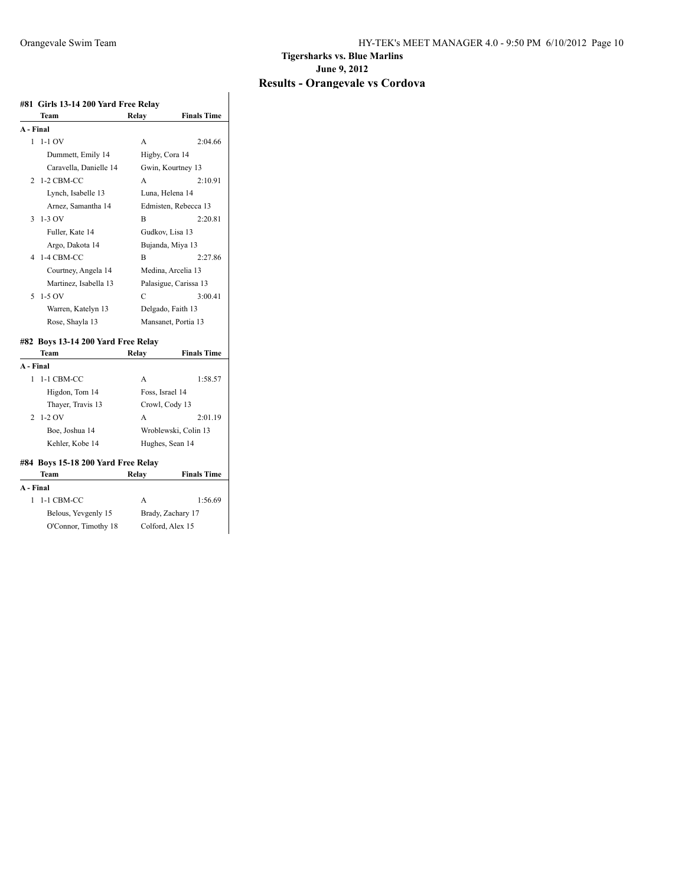**Tigersharks vs. Blue Marlins**
**June 9, 2012**

## Results - Orangevale vs Cordova

### #81 Girls 13-14 200 Yard Free Relay

| Team | Relay | Finals Time |
|---|---|---|
| **A - Final** | | |
| 1 1-1 OV | A | 2:04.66 |
| Dummett, Emily 14 | Higby, Cora 14 | |
| Caravella, Danielle 14 | Gwin, Kourtney 13 | |
| 2 1-2 CBM-CC | A | 2:10.91 |
| Lynch, Isabelle 13 | Luna, Helena 14 | |
| Arnez, Samantha 14 | Edmisten, Rebecca 13 | |
| 3 1-3 OV | B | 2:20.81 |
| Fuller, Kate 14 | Gudkov, Lisa 13 | |
| Argo, Dakota 14 | Bujanda, Miya 13 | |
| 4 1-4 CBM-CC | B | 2:27.86 |
| Courtney, Angela 14 | Medina, Arcelia 13 | |
| Martinez, Isabella 13 | Palasigue, Carissa 13 | |
| 5 1-5 OV | C | 3:00.41 |
| Warren, Katelyn 13 | Delgado, Faith 13 | |
| Rose, Shayla 13 | Mansanet, Portia 13 | |

### #82 Boys 13-14 200 Yard Free Relay

| Team | Relay | Finals Time |
|---|---|---|
| **A - Final** | | |
| 1 1-1 CBM-CC | A | 1:58.57 |
| Higdon, Tom 14 | Foss, Israel 14 | |
| Thayer, Travis 13 | Crowl, Cody 13 | |
| 2 1-2 OV | A | 2:01.19 |
| Boe, Joshua 14 | Wroblewski, Colin 13 | |
| Kehler, Kobe 14 | Hughes, Sean 14 | |

### #84 Boys 15-18 200 Yard Free Relay

| Team | Relay | Finals Time |
|---|---|---|
| **A - Final** | | |
| 1 1-1 CBM-CC | A | 1:56.69 |
| Belous, Yevgenly 15 | Brady, Zachary 17 | |
| O'Connor, Timothy 18 | Colford, Alex 15 | |